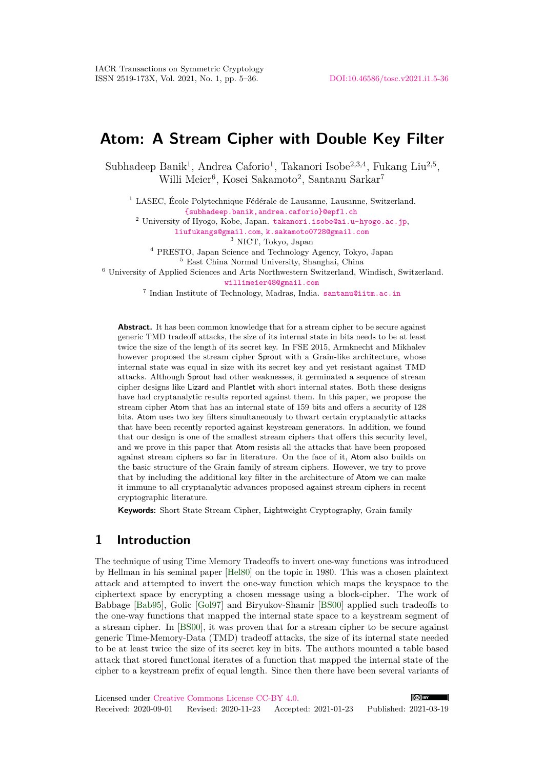# Atom: A Stream Cipher with Double Key Filter

Subhadeep Banik[1], Andrea Caforio[1], Takanori Isobe[2,3,4], Fukang Liu[2,5], Willi Meier[6], Kosei Sakamoto[2], Santanu Sarkar[7]

[1] LASEC, École Polytechnique Fédérale de Lausanne, Lausanne, Switzerland. {subhadeep.banik,andrea.caforio}@epfl.ch

[2] University of Hyogo, Kobe, Japan. takanori.isobe@ai.u-hyogo.ac.jp, liufukangs@gmail.com, k.sakamoto0728@gmail.com

[3] NICT, Tokyo, Japan

[4] PRESTO, Japan Science and Technology Agency, Tokyo, Japan

[5] East China Normal University, Shanghai, China

[6] University of Applied Sciences and Arts Northwestern Switzerland, Windisch, Switzerland. willimeier48@gmail.com

[7] Indian Institute of Technology, Madras, India. santanu@iitm.ac.in

**Abstract.** It has been common knowledge that for a stream cipher to be secure against generic TMD tradeoff attacks, the size of its internal state in bits needs to be at least twice the size of the length of its secret key. In FSE 2015, Armknecht and Mikhalev however proposed the stream cipher Sprout with a Grain-like architecture, whose internal state was equal in size with its secret key and yet resistant against TMD attacks. Although Sprout had other weaknesses, it germinated a sequence of stream cipher designs like Lizard and Plantlet with short internal states. Both these designs have had cryptanalytic results reported against them. In this paper, we propose the stream cipher Atom that has an internal state of 159 bits and offers a security of 128 bits. Atom uses two key filters simultaneously to thwart certain cryptanalytic attacks that have been recently reported against keystream generators. In addition, we found that our design is one of the smallest stream ciphers that offers this security level, and we prove in this paper that Atom resists all the attacks that have been proposed against stream ciphers so far in literature. On the face of it, Atom also builds on the basic structure of the Grain family of stream ciphers. However, we try to prove that by including the additional key filter in the architecture of Atom we can make it immune to all cryptanalytic advances proposed against stream ciphers in recent cryptographic literature.

**Keywords:** Short State Stream Cipher, Lightweight Cryptography, Grain family

## 1 Introduction

The technique of using Time Memory Tradeoffs to invert one-way functions was introduced by Hellman in his seminal paper [Hel80] on the topic in 1980. This was a chosen plaintext attack and attempted to invert the one-way function which maps the keyspace to the ciphertext space by encrypting a chosen message using a block-cipher. The work of Babbage [Bab95], Golic [Gol97] and Biryukov-Shamir [BS00] applied such tradeoffs to the one-way functions that mapped the internal state space to a keystream segment of a stream cipher. In [BS00], it was proven that for a stream cipher to be secure against generic Time-Memory-Data (TMD) tradeoff attacks, the size of its internal state needed to be at least twice the size of its secret key in bits. The authors mounted a table based attack that stored functional iterates of a function that mapped the internal state of the cipher to a keystream prefix of equal length. Since then there have been several variants of

Licensed under Creative Commons License CC-BY 4.0.

Received: 2020-09-01 Revised: 2020-11-23 Accepted: 2021-01-23 Published: 2021-03-19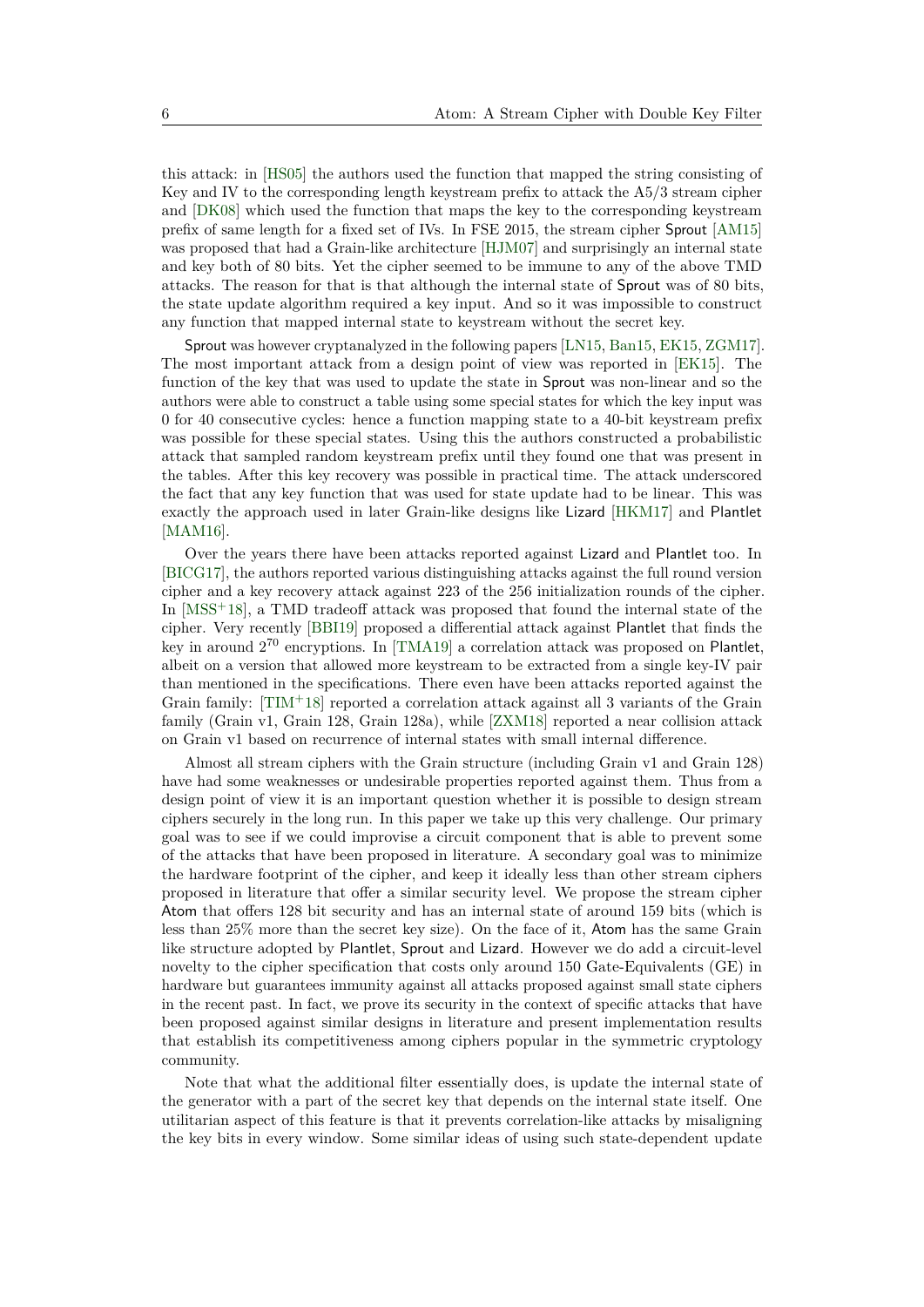this attack: in [HS05] the authors used the function that mapped the string consisting of Key and IV to the corresponding length keystream prefix to attack the A5/3 stream cipher and [DK08] which used the function that maps the key to the corresponding keystream prefix of same length for a fixed set of IVs. In FSE 2015, the stream cipher Sprout [AM15] was proposed that had a Grain-like architecture [HJM07] and surprisingly an internal state and key both of 80 bits. Yet the cipher seemed to be immune to any of the above TMD attacks. The reason for that is that although the internal state of Sprout was of 80 bits, the state update algorithm required a key input. And so it was impossible to construct any function that mapped internal state to keystream without the secret key.

Sprout was however cryptanalyzed in the following papers [LN15, Ban15, EK15, ZGM17]. The most important attack from a design point of view was reported in [EK15]. The function of the key that was used to update the state in Sprout was non-linear and so the authors were able to construct a table using some special states for which the key input was 0 for 40 consecutive cycles: hence a function mapping state to a 40-bit keystream prefix was possible for these special states. Using this the authors constructed a probabilistic attack that sampled random keystream prefix until they found one that was present in the tables. After this key recovery was possible in practical time. The attack underscored the fact that any key function that was used for state update had to be linear. This was exactly the approach used in later Grain-like designs like Lizard [HKM17] and Plantlet [MAM16].

Over the years there have been attacks reported against Lizard and Plantlet too. In [BICG17], the authors reported various distinguishing attacks against the full round version cipher and a key recovery attack against 223 of the 256 initialization rounds of the cipher. In [MSS+18], a TMD tradeoff attack was proposed that found the internal state of the cipher. Very recently [BBI19] proposed a differential attack against Plantlet that finds the key in around $2^{70}$ encryptions. In [TMA19] a correlation attack was proposed on Plantlet, albeit on a version that allowed more keystream to be extracted from a single key-IV pair than mentioned in the specifications. There even have been attacks reported against the Grain family: [TIM+18] reported a correlation attack against all 3 variants of the Grain family (Grain v1, Grain 128, Grain 128a), while [ZXM18] reported a near collision attack on Grain v1 based on recurrence of internal states with small internal difference.

Almost all stream ciphers with the Grain structure (including Grain v1 and Grain 128) have had some weaknesses or undesirable properties reported against them. Thus from a design point of view it is an important question whether it is possible to design stream ciphers securely in the long run. In this paper we take up this very challenge. Our primary goal was to see if we could improvise a circuit component that is able to prevent some of the attacks that have been proposed in literature. A secondary goal was to minimize the hardware footprint of the cipher, and keep it ideally less than other stream ciphers proposed in literature that offer a similar security level. We propose the stream cipher Atom that offers 128 bit security and has an internal state of around 159 bits (which is less than 25% more than the secret key size). On the face of it, Atom has the same Grain like structure adopted by Plantlet, Sprout and Lizard. However we do add a circuit-level novelty to the cipher specification that costs only around 150 Gate-Equivalents (GE) in hardware but guarantees immunity against all attacks proposed against small state ciphers in the recent past. In fact, we prove its security in the context of specific attacks that have been proposed against similar designs in literature and present implementation results that establish its competitiveness among ciphers popular in the symmetric cryptology community.

Note that what the additional filter essentially does, is update the internal state of the generator with a part of the secret key that depends on the internal state itself. One utilitarian aspect of this feature is that it prevents correlation-like attacks by misaligning the key bits in every window. Some similar ideas of using such state-dependent update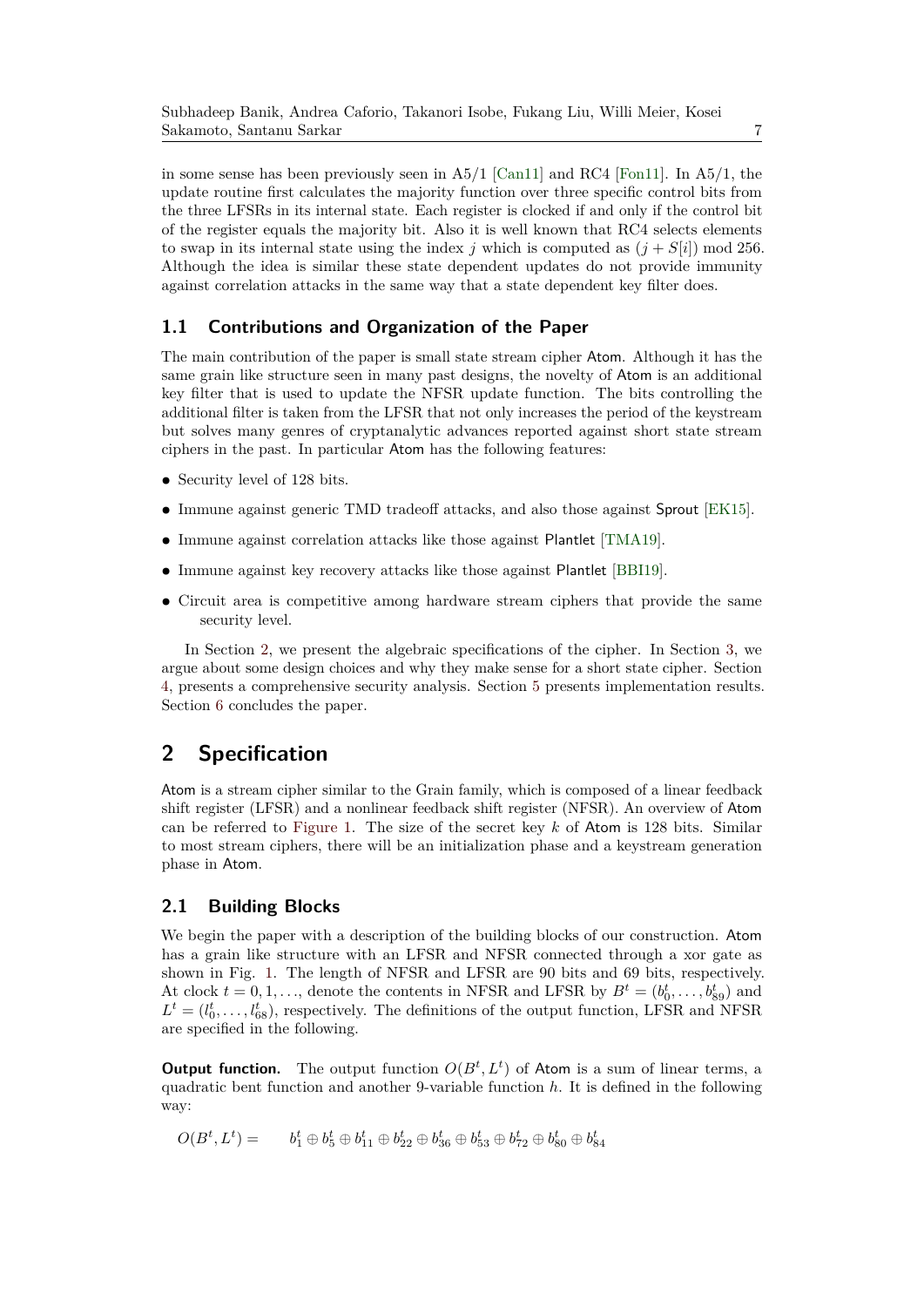in some sense has been previously seen in A5/1 [Can11] and RC4 [Fon11]. In A5/1, the update routine first calculates the majority function over three specific control bits from the three LFSRs in its internal state. Each register is clocked if and only if the control bit of the register equals the majority bit. Also it is well known that RC4 selects elements to swap in its internal state using the index $j$ which is computed as $(j + S[i]) \bmod 256$. Although the idea is similar these state dependent updates do not provide immunity against correlation attacks in the same way that a state dependent key filter does.

### 1.1 Contributions and Organization of the Paper

The main contribution of the paper is small state stream cipher Atom. Although it has the same grain like structure seen in many past designs, the novelty of Atom is an additional key filter that is used to update the NFSR update function. The bits controlling the additional filter is taken from the LFSR that not only increases the period of the keystream but solves many genres of cryptanalytic advances reported against short state stream ciphers in the past. In particular Atom has the following features:

- Security level of 128 bits.
- Immune against generic TMD tradeoff attacks, and also those against Sprout [EK15].
- Immune against correlation attacks like those against Plantlet [TMA19].
- Immune against key recovery attacks like those against Plantlet [BBI19].
- Circuit area is competitive among hardware stream ciphers that provide the same security level.

In Section 2, we present the algebraic specifications of the cipher. In Section 3, we argue about some design choices and why they make sense for a short state cipher. Section 4, presents a comprehensive security analysis. Section 5 presents implementation results. Section 6 concludes the paper.

## 2 Specification

Atom is a stream cipher similar to the Grain family, which is composed of a linear feedback shift register (LFSR) and a nonlinear feedback shift register (NFSR). An overview of Atom can be referred to Figure 1. The size of the secret key $k$ of Atom is 128 bits. Similar to most stream ciphers, there will be an initialization phase and a keystream generation phase in Atom.

### 2.1 Building Blocks

We begin the paper with a description of the building blocks of our construction. Atom has a grain like structure with an LFSR and NFSR connected through a xor gate as shown in Fig. 1. The length of NFSR and LFSR are 90 bits and 69 bits, respectively. At clock $t = 0, 1, \ldots$, denote the contents in NFSR and LFSR by $B^t = (b_0^t, \ldots, b_{89}^t)$ and $L^t = (l_0^t, \ldots, l_{68}^t)$, respectively. The definitions of the output function, LFSR and NFSR are specified in the following.

**Output function.** The output function $O(B^t, L^t)$ of Atom is a sum of linear terms, a quadratic bent function and another 9-variable function $h$. It is defined in the following way:

$$O(B^t, L^t) = \quad b_1^t \oplus b_5^t \oplus b_{11}^t \oplus b_{22}^t \oplus b_{36}^t \oplus b_{53}^t \oplus b_{72}^t \oplus b_{80}^t \oplus b_{84}^t$$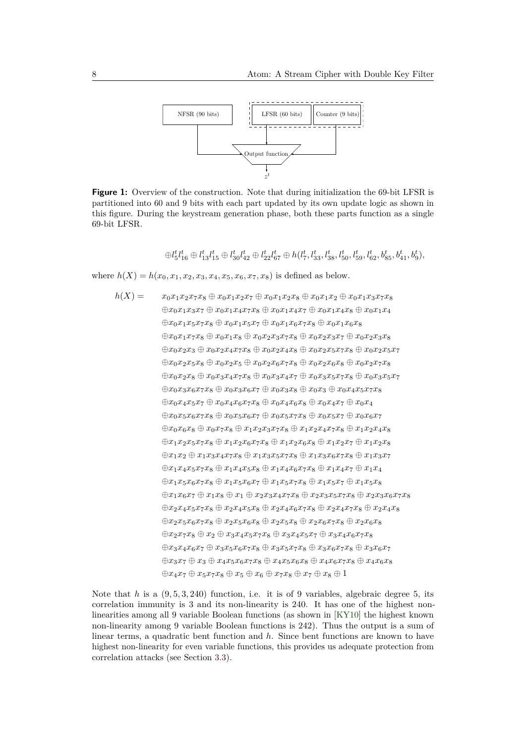**Figure 1:** Overview of the construction. Note that during initialization the 69-bit LFSR is partitioned into 60 and 9 bits with each part updated by its own update logic as shown in this figure. During the keystream generation phase, both these parts function as a single 69-bit LFSR.

$$\oplus l_5^t l_{16}^t \oplus l_{13}^t l_{15}^t \oplus l_{30}^t l_{42}^t \oplus l_{22}^t l_{67}^t \oplus h(l_7^t, l_{33}^t, l_{38}^t, l_{50}^t, l_{59}^t, l_{62}^t, b_{85}^t, b_{41}^t, b_9^t),$$

where $h(X) = h(x_0, x_1, x_2, x_3, x_4, x_5, x_6, x_7, x_8)$ is defined as below.

$$\begin{aligned}
h(X) = \quad & x_0x_1x_2x_7x_8 \oplus x_0x_1x_2x_7 \oplus x_0x_1x_2x_8 \oplus x_0x_1x_2 \oplus x_0x_1x_3x_7x_8 \\
& \oplus x_0x_1x_3x_7 \oplus x_0x_1x_4x_7x_8 \oplus x_0x_1x_4x_7 \oplus x_0x_1x_4x_8 \oplus x_0x_1x_4 \\
& \oplus x_0x_1x_5x_7x_8 \oplus x_0x_1x_5x_7 \oplus x_0x_1x_6x_7x_8 \oplus x_0x_1x_6x_8 \\
& \oplus x_0x_1x_7x_8 \oplus x_0x_1x_8 \oplus x_0x_2x_3x_7x_8 \oplus x_0x_2x_3x_7 \oplus x_0x_2x_3x_8 \\
& \oplus x_0x_2x_3 \oplus x_0x_2x_4x_7x_8 \oplus x_0x_2x_4x_8 \oplus x_0x_2x_5x_7x_8 \oplus x_0x_2x_5x_7 \\
& \oplus x_0x_2x_5x_8 \oplus x_0x_2x_5 \oplus x_0x_2x_6x_7x_8 \oplus x_0x_2x_6x_8 \oplus x_0x_2x_7x_8 \\
& \oplus x_0x_2x_8 \oplus x_0x_3x_4x_7x_8 \oplus x_0x_3x_4x_7 \oplus x_0x_3x_5x_7x_8 \oplus x_0x_3x_5x_7 \\
& \oplus x_0x_3x_6x_7x_8 \oplus x_0x_3x_6x_7 \oplus x_0x_3x_8 \oplus x_0x_3 \oplus x_0x_4x_5x_7x_8 \\
& \oplus x_0x_4x_5x_7 \oplus x_0x_4x_6x_7x_8 \oplus x_0x_4x_6x_8 \oplus x_0x_4x_7 \oplus x_0x_4 \\
& \oplus x_0x_5x_6x_7x_8 \oplus x_0x_5x_6x_7 \oplus x_0x_5x_7x_8 \oplus x_0x_5x_7 \oplus x_0x_6x_7 \\
& \oplus x_0x_6x_8 \oplus x_0x_7x_8 \oplus x_1x_2x_3x_7x_8 \oplus x_1x_2x_4x_7x_8 \oplus x_1x_2x_4x_8 \\
& \oplus x_1x_2x_5x_7x_8 \oplus x_1x_2x_6x_7x_8 \oplus x_1x_2x_6x_8 \oplus x_1x_2x_7 \oplus x_1x_2x_8 \\
& \oplus x_1x_2 \oplus x_1x_3x_4x_7x_8 \oplus x_1x_3x_5x_7x_8 \oplus x_1x_3x_6x_7x_8 \oplus x_1x_3x_7 \\
& \oplus x_1x_4x_5x_7x_8 \oplus x_1x_4x_5x_8 \oplus x_1x_4x_6x_7x_8 \oplus x_1x_4x_7 \oplus x_1x_4 \\
& \oplus x_1x_5x_6x_7x_8 \oplus x_1x_5x_6x_7 \oplus x_1x_5x_7x_8 \oplus x_1x_5x_7 \oplus x_1x_5x_8 \\
& \oplus x_1x_6x_7 \oplus x_1x_8 \oplus x_1 \oplus x_2x_3x_4x_7x_8 \oplus x_2x_3x_5x_7x_8 \oplus x_2x_3x_6x_7x_8 \\
& \oplus x_2x_4x_5x_7x_8 \oplus x_2x_4x_5x_8 \oplus x_2x_4x_6x_7x_8 \oplus x_2x_4x_7x_8 \oplus x_2x_4x_8 \\
& \oplus x_2x_5x_6x_7x_8 \oplus x_2x_5x_6x_8 \oplus x_2x_5x_8 \oplus x_2x_6x_7x_8 \oplus x_2x_6x_8 \\
& \oplus x_2x_7x_8 \oplus x_2 \oplus x_3x_4x_5x_7x_8 \oplus x_3x_4x_5x_7 \oplus x_3x_4x_6x_7x_8 \\
& \oplus x_3x_4x_6x_7 \oplus x_3x_5x_6x_7x_8 \oplus x_3x_5x_7x_8 \oplus x_3x_6x_7x_8 \oplus x_3x_6x_7 \\
& \oplus x_3x_7 \oplus x_3 \oplus x_4x_5x_6x_7x_8 \oplus x_4x_5x_6x_8 \oplus x_4x_6x_7x_8 \oplus x_4x_6x_8 \\
& \oplus x_4x_7 \oplus x_5x_7x_8 \oplus x_5 \oplus x_6 \oplus x_7x_8 \oplus x_7 \oplus x_8 \oplus 1
\end{aligned}$$

Note that $h$ is a $(9, 5, 3, 240)$ function, i.e. it is of 9 variables, algebraic degree 5, its correlation immunity is 3 and its non-linearity is 240. It has one of the highest non-linearities among all 9 variable Boolean functions (as shown in [KY10] the highest known non-linearity among 9 variable Boolean functions is 242). Thus the output is a sum of linear terms, a quadratic bent function and $h$. Since bent functions are known to have highest non-linearity for even variable functions, this provides us adequate protection from correlation attacks (see Section 3.3).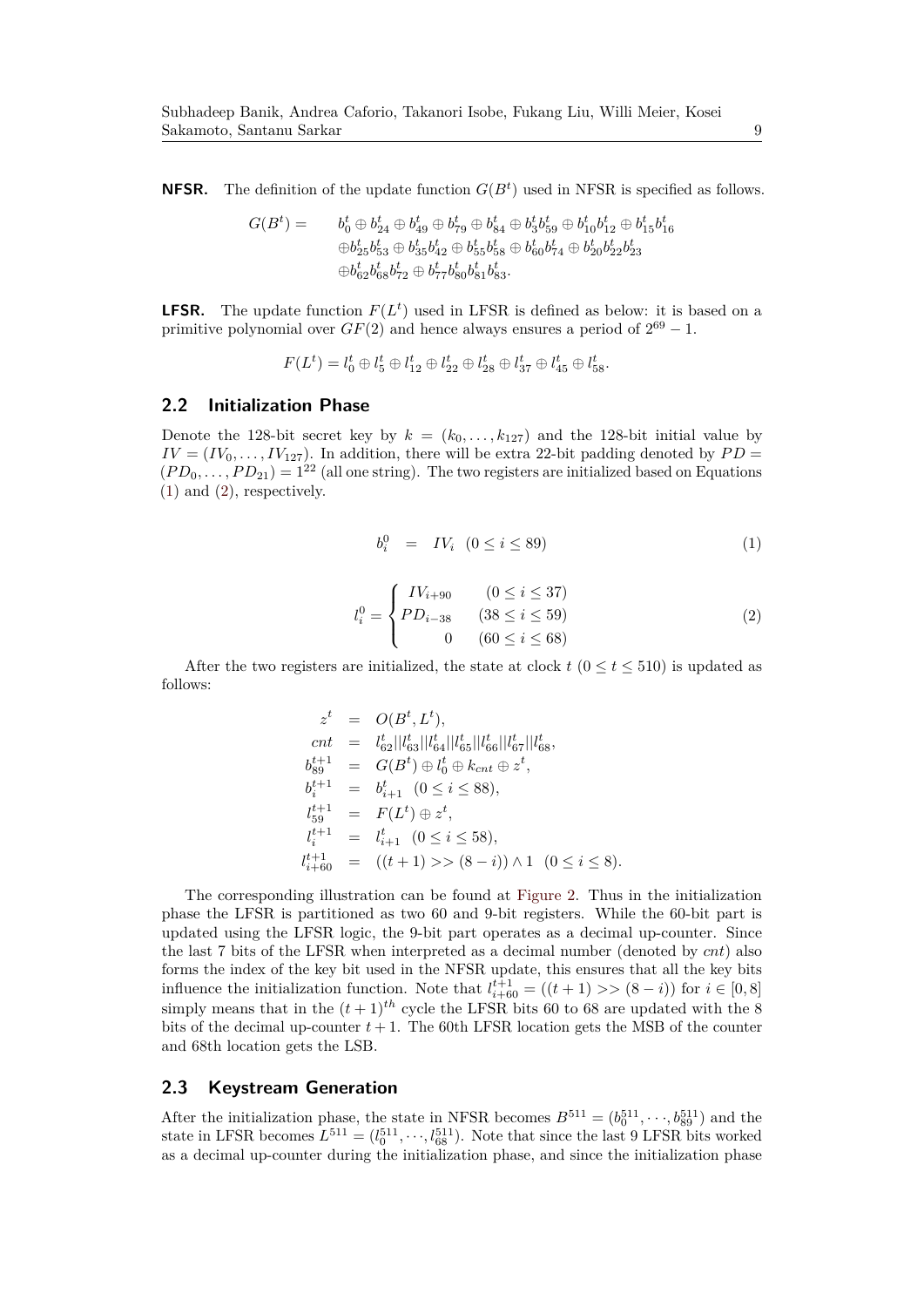**NFSR.** The definition of the update function $G(B^t)$ used in NFSR is specified as follows.

$$
\begin{aligned}
G(B^t) = \quad & b_0^t \oplus b_{24}^t \oplus b_{49}^t \oplus b_{79}^t \oplus b_{84}^t \oplus b_3^t b_{59}^t \oplus b_{10}^t b_{12}^t \oplus b_{15}^t b_{16}^t \\
& \oplus b_{25}^t b_{53}^t \oplus b_{35}^t b_{42}^t \oplus b_{55}^t b_{58}^t \oplus b_{60}^t b_{74}^t \oplus b_{20}^t b_{22}^t b_{23}^t \\
& \oplus b_{62}^t b_{68}^t b_{72}^t \oplus b_{77}^t b_{80}^t b_{81}^t b_{83}^t.
\end{aligned}
$$

**LFSR.** The update function $F(L^t)$ used in LFSR is defined as below: it is based on a primitive polynomial over $GF(2)$ and hence always ensures a period of $2^{69} - 1$.

$$
F(L^t) = l_0^t \oplus l_5^t \oplus l_{12}^t \oplus l_{22}^t \oplus l_{28}^t \oplus l_{37}^t \oplus l_{45}^t \oplus l_{58}^t.
$$

## 2.2 Initialization Phase

Denote the 128-bit secret key by $k = (k_0, \ldots, k_{127})$ and the 128-bit initial value by $IV = (IV_0, \ldots, IV_{127})$. In addition, there will be extra 22-bit padding denoted by $PD = (PD_0, \ldots, PD_{21}) = 1^{22}$ (all one string). The two registers are initialized based on Equations (1) and (2), respectively.

$$
b_i^0 \quad = \quad IV_i \quad (0 \le i \le 89) \tag{1}
$$

$$
l_i^0 = \begin{cases} IV_{i+90} & (0 \le i \le 37) \\ PD_{i-38} & (38 \le i \le 59) \\ 0 & (60 \le i \le 68) \end{cases} \tag{2}
$$

After the two registers are initialized, the state at clock $t$ ($0 \le t \le 510$) is updated as follows:

$$
\begin{aligned}
z^t &= O(B^t, L^t), \\
cnt &= l_{62}^t || l_{63}^t || l_{64}^t || l_{65}^t || l_{66}^t || l_{67}^t || l_{68}^t, \\
b_{89}^{t+1} &= G(B^t) \oplus l_0^t \oplus k_{cnt} \oplus z^t, \\
b_i^{t+1} &= b_{i+1}^t \quad (0 \le i \le 88), \\
l_{59}^{t+1} &= F(L^t) \oplus z^t, \\
l_i^{t+1} &= l_{i+1}^t \quad (0 \le i \le 58), \\
l_{i+60}^{t+1} &= ((t+1) >> (8-i)) \wedge 1 \quad (0 \le i \le 8).
\end{aligned}
$$

The corresponding illustration can be found at Figure 2. Thus in the initialization phase the LFSR is partitioned as two 60 and 9-bit registers. While the 60-bit part is updated using the LFSR logic, the 9-bit part operates as a decimal up-counter. Since the last 7 bits of the LFSR when interpreted as a decimal number (denoted by $cnt$) also forms the index of the key bit used in the NFSR update, this ensures that all the key bits influence the initialization function. Note that $l_{i+60}^{t+1} = ((t+1) >> (8-i))$ for $i \in [0, 8]$ simply means that in the $(t+1)^{th}$ cycle the LFSR bits 60 to 68 are updated with the 8 bits of the decimal up-counter $t+1$. The 60th LFSR location gets the MSB of the counter and 68th location gets the LSB.

## 2.3 Keystream Generation

After the initialization phase, the state in NFSR becomes $B^{511} = (b_0^{511}, \cdots, b_{89}^{511})$ and the state in LFSR becomes $L^{511} = (l_0^{511}, \cdots, l_{68}^{511})$. Note that since the last 9 LFSR bits worked as a decimal up-counter during the initialization phase, and since the initialization phase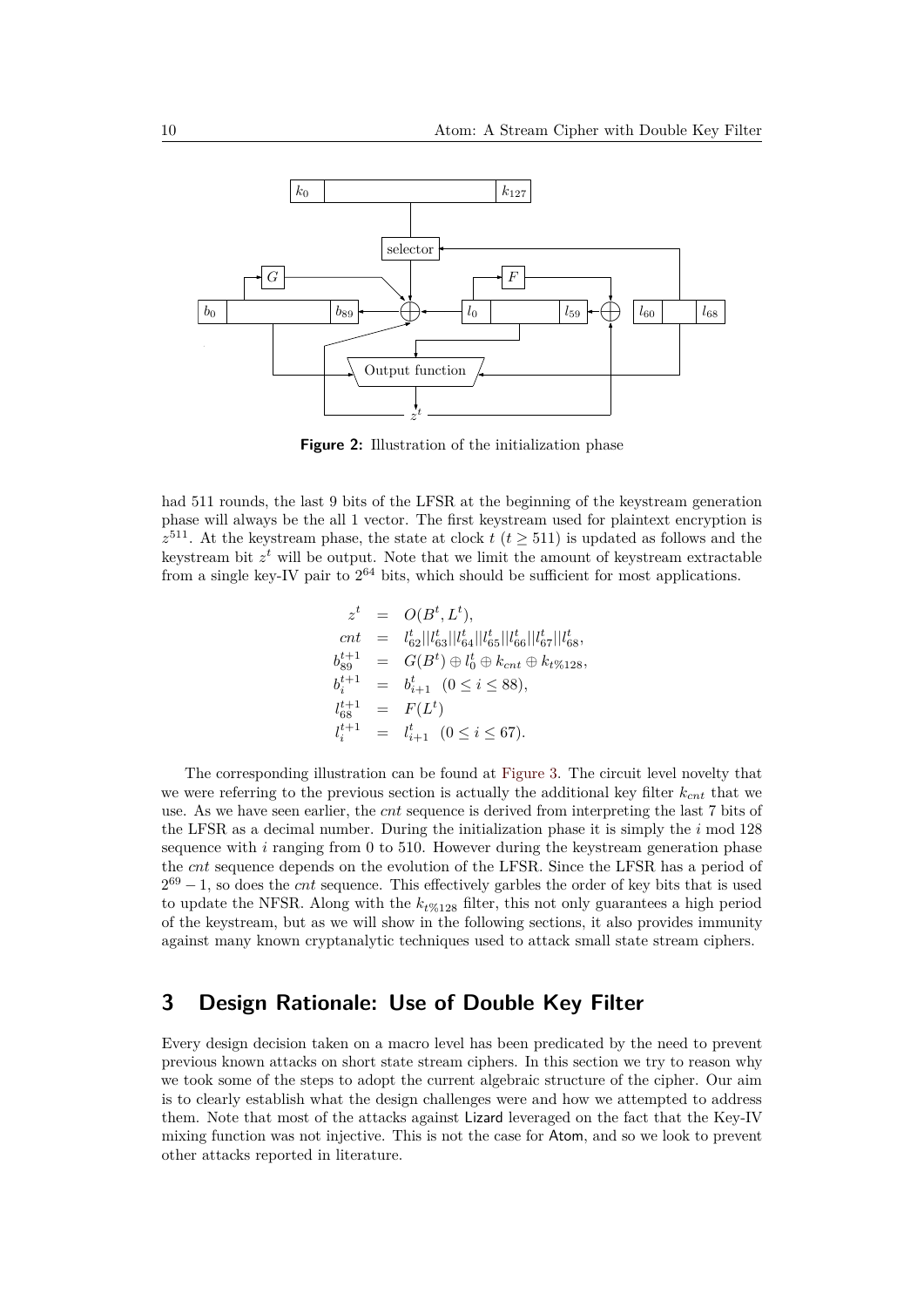Figure 2: Illustration of the initialization phase

had 511 rounds, the last 9 bits of the LFSR at the beginning of the keystream generation phase will always be the all 1 vector. The first keystream used for plaintext encryption is $z^{511}$. At the keystream phase, the state at clock $t$ ($t \geq 511$) is updated as follows and the keystream bit $z^t$ will be output. Note that we limit the amount of keystream extractable from a single key-IV pair to $2^{64}$ bits, which should be sufficient for most applications.

$$
\begin{aligned}
z^t &= O(B^t, L^t), \\
cnt &= l_{62}^t || l_{63}^t || l_{64}^t || l_{65}^t || l_{66}^t || l_{67}^t || l_{68}^t, \\
b_{89}^{t+1} &= G(B^t) \oplus l_0^t \oplus k_{cnt} \oplus k_{t\%128}, \\
b_i^{t+1} &= b_{i+1}^t \quad (0 \leq i \leq 88), \\
l_{68}^{t+1} &= F(L^t) \\
l_i^{t+1} &= l_{i+1}^t \quad (0 \leq i \leq 67).
\end{aligned}
$$

The corresponding illustration can be found at Figure 3. The circuit level novelty that we were referring to the previous section is actually the additional key filter $k_{cnt}$ that we use. As we have seen earlier, the *cnt* sequence is derived from interpreting the last 7 bits of the LFSR as a decimal number. During the initialization phase it is simply the $i \bmod 128$ sequence with $i$ ranging from 0 to 510. However during the keystream generation phase the *cnt* sequence depends on the evolution of the LFSR. Since the LFSR has a period of $2^{69} - 1$, so does the *cnt* sequence. This effectively garbles the order of key bits that is used to update the NFSR. Along with the $k_{t\%128}$ filter, this not only guarantees a high period of the keystream, but as we will show in the following sections, it also provides immunity against many known cryptanalytic techniques used to attack small state stream ciphers.

## 3 Design Rationale: Use of Double Key Filter

Every design decision taken on a macro level has been predicated by the need to prevent previous known attacks on short state stream ciphers. In this section we try to reason why we took some of the steps to adopt the current algebraic structure of the cipher. Our aim is to clearly establish what the design challenges were and how we attempted to address them. Note that most of the attacks against Lizard leveraged on the fact that the Key-IV mixing function was not injective. This is not the case for Atom, and so we look to prevent other attacks reported in literature.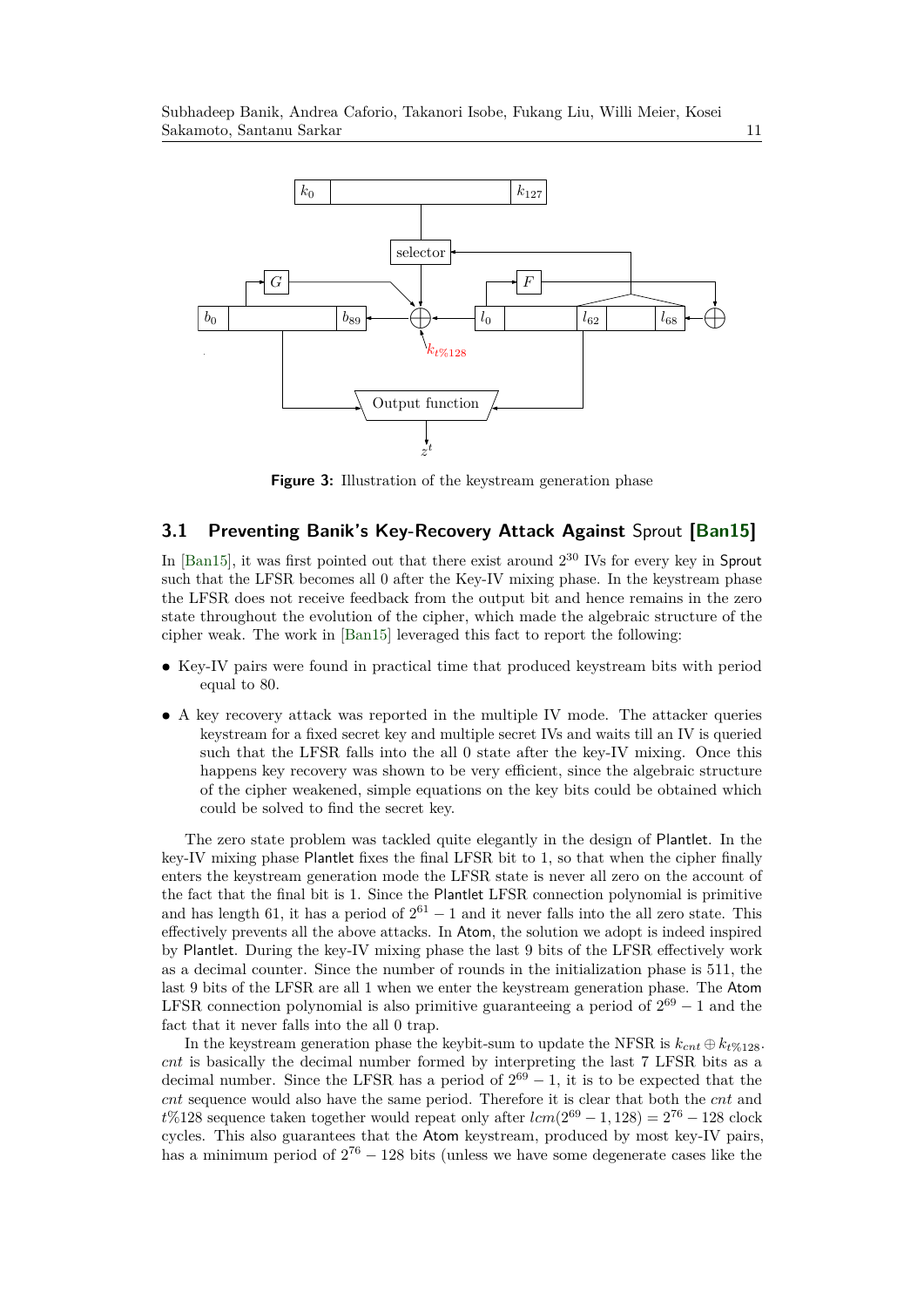Figure 3: Illustration of the keystream generation phase

### 3.1 Preventing Banik's Key-Recovery Attack Against Sprout [Ban15]

In [Ban15], it was first pointed out that there exist around $2^{30}$ IVs for every key in Sprout such that the LFSR becomes all 0 after the Key-IV mixing phase. In the keystream phase the LFSR does not receive feedback from the output bit and hence remains in the zero state throughout the evolution of the cipher, which made the algebraic structure of the cipher weak. The work in [Ban15] leveraged this fact to report the following:

- Key-IV pairs were found in practical time that produced keystream bits with period equal to 80.
- A key recovery attack was reported in the multiple IV mode. The attacker queries keystream for a fixed secret key and multiple secret IVs and waits till an IV is queried such that the LFSR falls into the all 0 state after the key-IV mixing. Once this happens key recovery was shown to be very efficient, since the algebraic structure of the cipher weakened, simple equations on the key bits could be obtained which could be solved to find the secret key.

The zero state problem was tackled quite elegantly in the design of Plantlet. In the key-IV mixing phase Plantlet fixes the final LFSR bit to 1, so that when the cipher finally enters the keystream generation mode the LFSR state is never all zero on the account of the fact that the final bit is 1. Since the Plantlet LFSR connection polynomial is primitive and has length 61, it has a period of $2^{61}-1$ and it never falls into the all zero state. This effectively prevents all the above attacks. In Atom, the solution we adopt is indeed inspired by Plantlet. During the key-IV mixing phase the last 9 bits of the LFSR effectively work as a decimal counter. Since the number of rounds in the initialization phase is 511, the last 9 bits of the LFSR are all 1 when we enter the keystream generation phase. The Atom LFSR connection polynomial is also primitive guaranteeing a period of $2^{69}-1$ and the fact that it never falls into the all 0 trap.

In the keystream generation phase the keybit-sum to update the NFSR is $k_{cnt} \oplus k_{t\%128}$. $cnt$ is basically the decimal number formed by interpreting the last 7 LFSR bits as a decimal number. Since the LFSR has a period of $2^{69}-1$, it is to be expected that the $cnt$ sequence would also have the same period. Therefore it is clear that both the $cnt$ and $t\%128$ sequence taken together would repeat only after $lcm(2^{69}-1, 128) = 2^{76}-128$ clock cycles. This also guarantees that the Atom keystream, produced by most key-IV pairs, has a minimum period of $2^{76}-128$ bits (unless we have some degenerate cases like the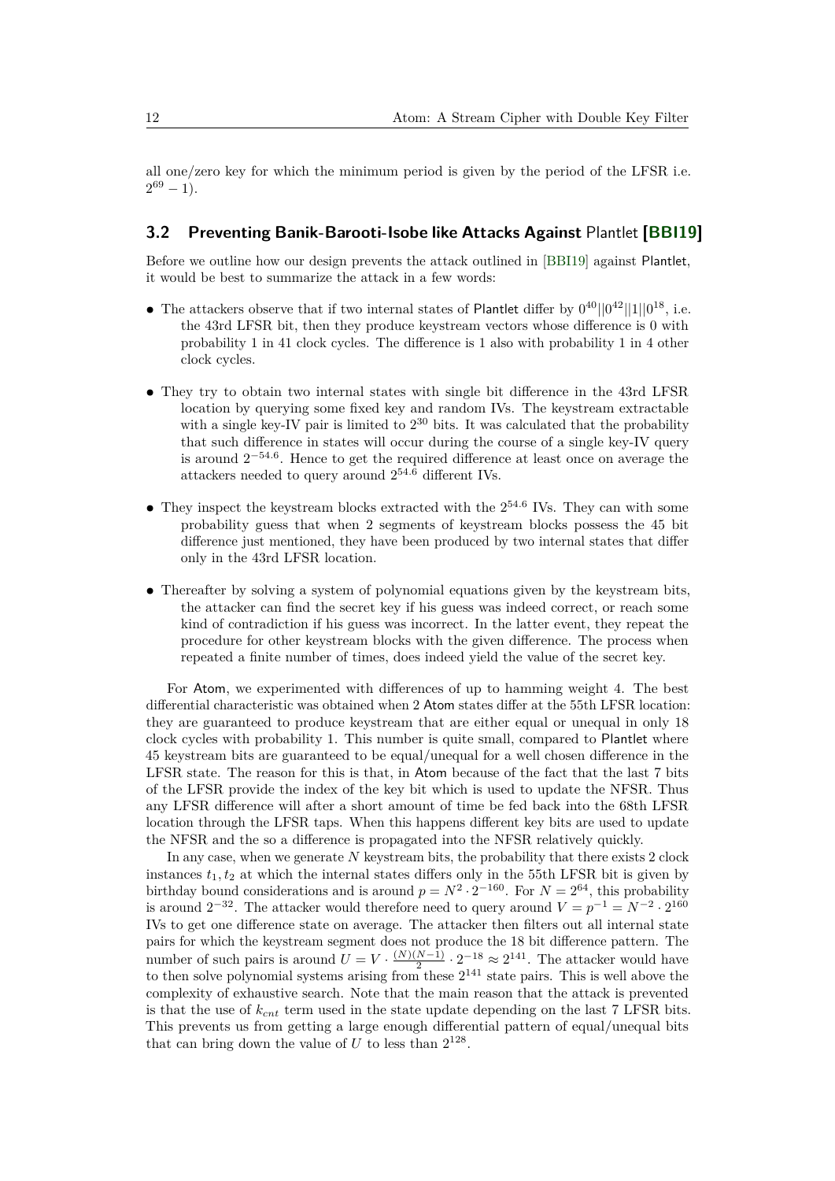all one/zero key for which the minimum period is given by the period of the LFSR i.e. $2^{69} - 1$).

### 3.2 Preventing Banik-Barooti-Isobe like Attacks Against Plantlet [BBI19]

Before we outline how our design prevents the attack outlined in [BBI19] against Plantlet, it would be best to summarize the attack in a few words:

- The attackers observe that if two internal states of Plantlet differ by $0^{40}||0^{42}||1||0^{18}$, i.e. the 43rd LFSR bit, then they produce keystream vectors whose difference is 0 with probability 1 in 41 clock cycles. The difference is 1 also with probability 1 in 4 other clock cycles.

- They try to obtain two internal states with single bit difference in the 43rd LFSR location by querying some fixed key and random IVs. The keystream extractable with a single key-IV pair is limited to $2^{30}$ bits. It was calculated that the probability that such difference in states will occur during the course of a single key-IV query is around $2^{-54.6}$. Hence to get the required difference at least once on average the attackers needed to query around $2^{54.6}$ different IVs.

- They inspect the keystream blocks extracted with the $2^{54.6}$ IVs. They can with some probability guess that when 2 segments of keystream blocks possess the 45 bit difference just mentioned, they have been produced by two internal states that differ only in the 43rd LFSR location.

- Thereafter by solving a system of polynomial equations given by the keystream bits, the attacker can find the secret key if his guess was indeed correct, or reach some kind of contradiction if his guess was incorrect. In the latter event, they repeat the procedure for other keystream blocks with the given difference. The process when repeated a finite number of times, does indeed yield the value of the secret key.

For Atom, we experimented with differences of up to hamming weight 4. The best differential characteristic was obtained when 2 Atom states differ at the 55th LFSR location: they are guaranteed to produce keystream that are either equal or unequal in only 18 clock cycles with probability 1. This number is quite small, compared to Plantlet where 45 keystream bits are guaranteed to be equal/unequal for a well chosen difference in the LFSR state. The reason for this is that, in Atom because of the fact that the last 7 bits of the LFSR provide the index of the key bit which is used to update the NFSR. Thus any LFSR difference will after a short amount of time be fed back into the 68th LFSR location through the LFSR taps. When this happens different key bits are used to update the NFSR and the so a difference is propagated into the NFSR relatively quickly.

In any case, when we generate $N$ keystream bits, the probability that there exists 2 clock instances $t_1, t_2$ at which the internal states differs only in the 55th LFSR bit is given by birthday bound considerations and is around $p = N^2 \cdot 2^{-160}$. For $N = 2^{64}$, this probability is around $2^{-32}$. The attacker would therefore need to query around $V = p^{-1} = N^{-2} \cdot 2^{160}$ IVs to get one difference state on average. The attacker then filters out all internal state pairs for which the keystream segment does not produce the 18 bit difference pattern. The number of such pairs is around $U = V \cdot \frac{(N)(N-1)}{2} \cdot 2^{-18} \approx 2^{141}$. The attacker would have to then solve polynomial systems arising from these $2^{141}$ state pairs. This is well above the complexity of exhaustive search. Note that the main reason that the attack is prevented is that the use of $k_{cnt}$ term used in the state update depending on the last 7 LFSR bits. This prevents us from getting a large enough differential pattern of equal/unequal bits that can bring down the value of $U$ to less than $2^{128}$.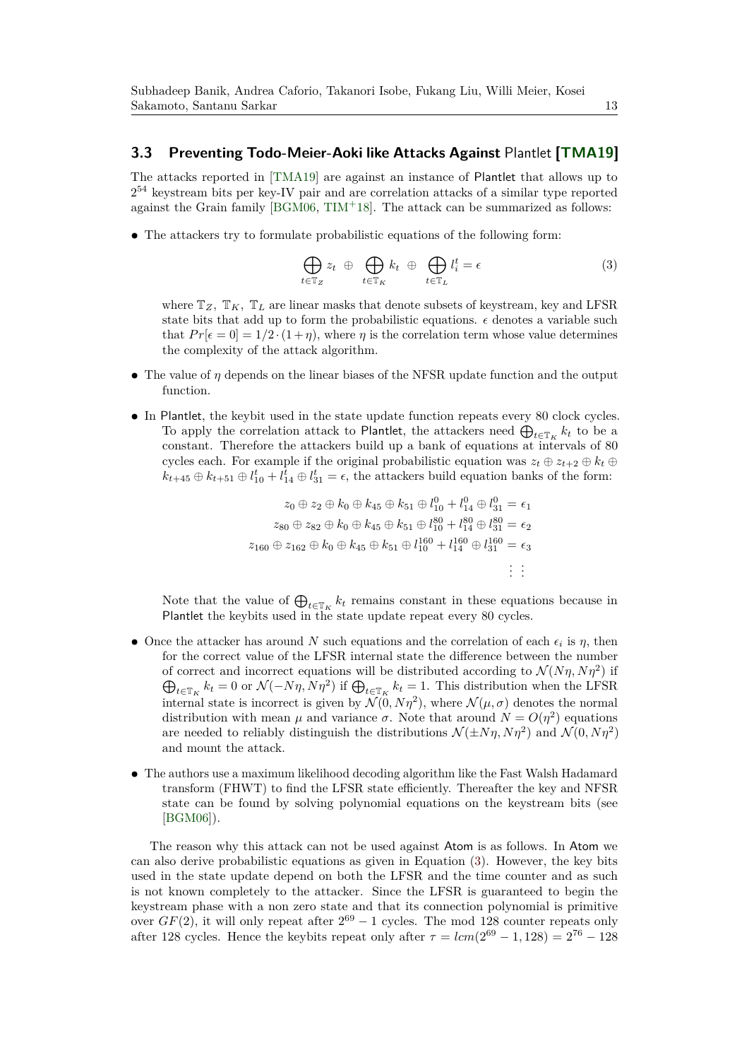### 3.3 Preventing Todo-Meier-Aoki like Attacks Against Plantlet [TMA19]

The attacks reported in [TMA19] are against an instance of Plantlet that allows up to $2^{54}$ keystream bits per key-IV pair and are correlation attacks of a similar type reported against the Grain family [BGM06, TIM+18]. The attack can be summarized as follows:

- The attackers try to formulate probabilistic equations of the following form:

$$\bigoplus_{t \in \mathbb{T}_Z} z_t \;\oplus\; \bigoplus_{t \in \mathbb{T}_K} k_t \;\oplus\; \bigoplus_{t \in \mathbb{T}_L} l_i^t = \epsilon \tag{3}$$

  where $\mathbb{T}_Z$, $\mathbb{T}_K$, $\mathbb{T}_L$ are linear masks that denote subsets of keystream, key and LFSR state bits that add up to form the probabilistic equations. $\epsilon$ denotes a variable such that $Pr[\epsilon = 0] = 1/2 \cdot (1 + \eta)$, where $\eta$ is the correlation term whose value determines the complexity of the attack algorithm.

- The value of $\eta$ depends on the linear biases of the NFSR update function and the output function.

- In Plantlet, the keybit used in the state update function repeats every 80 clock cycles. To apply the correlation attack to Plantlet, the attackers need $\bigoplus_{t \in \mathbb{T}_K} k_t$ to be a constant. Therefore the attackers build up a bank of equations at intervals of 80 cycles each. For example if the original probabilistic equation was $z_t \oplus z_{t+2} \oplus k_t \oplus k_{t+45} \oplus k_{t+51} \oplus l_{10}^t + l_{14}^t \oplus l_{31}^t = \epsilon$, the attackers build equation banks of the form:

$$\begin{aligned}
z_0 \oplus z_2 \oplus k_0 \oplus k_{45} \oplus k_{51} \oplus l_{10}^0 + l_{14}^0 \oplus l_{31}^0 &= \epsilon_1 \\
z_{80} \oplus z_{82} \oplus k_0 \oplus k_{45} \oplus k_{51} \oplus l_{10}^{80} + l_{14}^{80} \oplus l_{31}^{80} &= \epsilon_2 \\
z_{160} \oplus z_{162} \oplus k_0 \oplus k_{45} \oplus k_{51} \oplus l_{10}^{160} + l_{14}^{160} \oplus l_{31}^{160} &= \epsilon_3 \\
\vdots \; &\vdots
\end{aligned}$$

  Note that the value of $\bigoplus_{t \in \mathbb{T}_K} k_t$ remains constant in these equations because in Plantlet the keybits used in the state update repeat every 80 cycles.

- Once the attacker has around $N$ such equations and the correlation of each $\epsilon_i$ is $\eta$, then for the correct value of the LFSR internal state the difference between the number of correct and incorrect equations will be distributed according to $\mathcal{N}(N\eta, N\eta^2)$ if $\bigoplus_{t \in \mathbb{T}_K} k_t = 0$ or $\mathcal{N}(-N\eta, N\eta^2)$ if $\bigoplus_{t \in \mathbb{T}_K} k_t = 1$. This distribution when the LFSR internal state is incorrect is given by $\mathcal{N}(0, N\eta^2)$, where $\mathcal{N}(\mu, \sigma)$ denotes the normal distribution with mean $\mu$ and variance $\sigma$. Note that around $N = O(\eta^2)$ equations are needed to reliably distinguish the distributions $\mathcal{N}(\pm N\eta, N\eta^2)$ and $\mathcal{N}(0, N\eta^2)$ and mount the attack.

- The authors use a maximum likelihood decoding algorithm like the Fast Walsh Hadamard transform (FHWT) to find the LFSR state efficiently. Thereafter the key and NFSR state can be found by solving polynomial equations on the keystream bits (see [BGM06]).

The reason why this attack can not be used against Atom is as follows. In Atom we can also derive probabilistic equations as given in Equation (3). However, the key bits used in the state update depend on both the LFSR and the time counter and as such is not known completely to the attacker. Since the LFSR is guaranteed to begin the keystream phase with a non zero state and that its connection polynomial is primitive over $GF(2)$, it will only repeat after $2^{69} - 1$ cycles. The mod 128 counter repeats only after 128 cycles. Hence the keybits repeat only after $\tau = lcm(2^{69} - 1, 128) = 2^{76} - 128$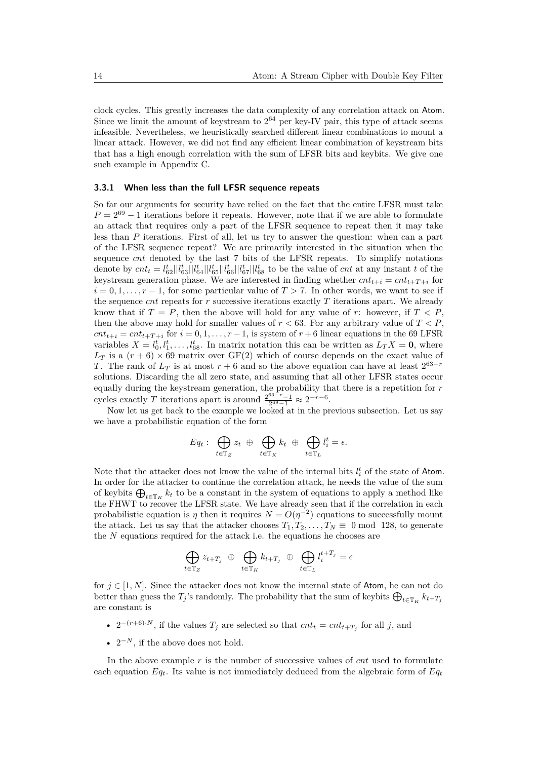clock cycles. This greatly increases the data complexity of any correlation attack on Atom. Since we limit the amount of keystream to $2^{64}$ per key-IV pair, this type of attack seems infeasible. Nevertheless, we heuristically searched different linear combinations to mount a linear attack. However, we did not find any efficient linear combination of keystream bits that has a high enough correlation with the sum of LFSR bits and keybits. We give one such example in Appendix C.

### 3.3.1 When less than the full LFSR sequence repeats

So far our arguments for security have relied on the fact that the entire LFSR must take $P = 2^{69} - 1$ iterations before it repeats. However, note that if we are able to formulate an attack that requires only a part of the LFSR sequence to repeat then it may take less than $P$ iterations. First of all, let us try to answer the question: when can a part of the LFSR sequence repeat? We are primarily interested in the situation when the sequence *cnt* denoted by the last 7 bits of the LFSR repeats. To simplify notations denote by $cnt_t = l^t_{62}||l^t_{63}||l^t_{64}||l^t_{65}||l^t_{66}||l^t_{67}||l^t_{68}$ to be the value of *cnt* at any instant $t$ of the keystream generation phase. We are interested in finding whether $cnt_{t+i} = cnt_{t+T+i}$ for $i = 0, 1, \ldots, r-1$, for some particular value of $T > 7$. In other words, we want to see if the sequence *cnt* repeats for $r$ successive iterations exactly $T$ iterations apart. We already know that if $T = P$, then the above will hold for any value of $r$: however, if $T < P$, then the above may hold for smaller values of $r < 63$. For any arbitrary value of $T < P$, $cnt_{t+i} = cnt_{t+T+i}$ for $i = 0, 1, \ldots, r-1$, is system of $r+6$ linear equations in the 69 LFSR variables $X = l^t_0, l^t_1, \ldots, l^t_{68}$. In matrix notation this can be written as $L_T X = \mathbf{0}$, where $L_T$ is a $(r+6) \times 69$ matrix over GF(2) which of course depends on the exact value of $T$. The rank of $L_T$ is at most $r+6$ and so the above equation can have at least $2^{63-r}$ solutions. Discarding the all zero state, and assuming that all other LFSR states occur equally during the keystream generation, the probability that there is a repetition for $r$ cycles exactly $T$ iterations apart is around $\frac{2^{63-r}-1}{2^{69}-1} \approx 2^{-r-6}$.

Now let us get back to the example we looked at in the previous subsection. Let us say we have a probabilistic equation of the form

$$Eq_t : \bigoplus_{t \in \mathbb{T}_Z} z_t \;\oplus\; \bigoplus_{t \in \mathbb{T}_K} k_t \;\oplus\; \bigoplus_{t \in \mathbb{T}_L} l^t_i = \epsilon.$$

Note that the attacker does not know the value of the internal bits $l^t_i$ of the state of Atom. In order for the attacker to continue the correlation attack, he needs the value of the sum of keybits $\bigoplus_{t \in \mathbb{T}_K} k_t$ to be a constant in the system of equations to apply a method like the FHWT to recover the LFSR state. We have already seen that if the correlation in each probabilistic equation is $\eta$ then it requires $N = O(\eta^{-2})$ equations to successfully mount the attack. Let us say that the attacker chooses $T_1, T_2, \ldots, T_N \equiv\; 0 \bmod\; 128$, to generate the $N$ equations required for the attack i.e. the equations he chooses are

$$\bigoplus_{t \in \mathbb{T}_Z} z_{t+T_j} \;\oplus\; \bigoplus_{t \in \mathbb{T}_K} k_{t+T_j} \;\oplus\; \bigoplus_{t \in \mathbb{T}_L} l^{t+T_j}_i = \epsilon$$

for $j \in [1, N]$. Since the attacker does not know the internal state of Atom, he can not do better than guess the $T_j$'s randomly. The probability that the sum of keybits $\bigoplus_{t \in \mathbb{T}_K} k_{t+T_j}$ are constant is

- $2^{-(r+6) \cdot N}$, if the values $T_j$ are selected so that $cnt_t = cnt_{t+T_j}$ for all $j$, and
- $2^{-N}$, if the above does not hold.

In the above example $r$ is the number of successive values of *cnt* used to formulate each equation $Eq_t$. Its value is not immediately deduced from the algebraic form of $Eq_t$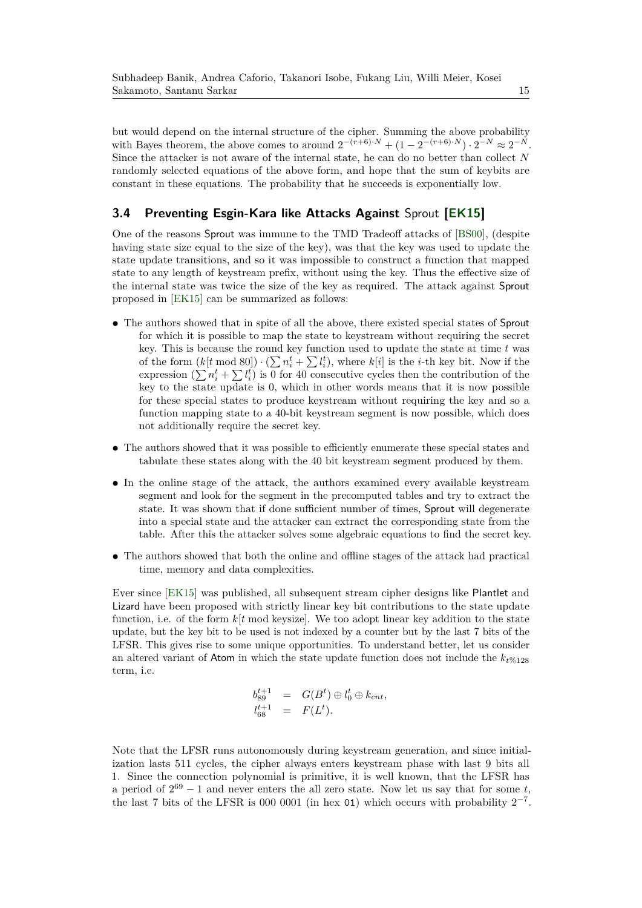but would depend on the internal structure of the cipher. Summing the above probability with Bayes theorem, the above comes to around $2^{-(r+6)\cdot N} + (1 - 2^{-(r+6)\cdot N}) \cdot 2^{-N} \approx 2^{-N}$. Since the attacker is not aware of the internal state, he can do no better than collect $N$ randomly selected equations of the above form, and hope that the sum of keybits are constant in these equations. The probability that he succeeds is exponentially low.

### 3.4 Preventing Esgin-Kara like Attacks Against Sprout [EK15]

One of the reasons Sprout was immune to the TMD Tradeoff attacks of [BS00], (despite having state size equal to the size of the key), was that the key was used to update the state update transitions, and so it was impossible to construct a function that mapped state to any length of keystream prefix, without using the key. Thus the effective size of the internal state was twice the size of the key as required. The attack against Sprout proposed in [EK15] can be summarized as follows:

- The authors showed that in spite of all the above, there existed special states of Sprout for which it is possible to map the state to keystream without requiring the secret key. This is because the round key function used to update the state at time $t$ was of the form $(k[t \bmod 80]) \cdot (\sum n_i^t + \sum l_i^t)$, where $k[i]$ is the $i$-th key bit. Now if the expression $(\sum n_i^t + \sum l_i^t)$ is 0 for 40 consecutive cycles then the contribution of the key to the state update is 0, which in other words means that it is now possible for these special states to produce keystream without requiring the key and so a function mapping state to a 40-bit keystream segment is now possible, which does not additionally require the secret key.
- The authors showed that it was possible to efficiently enumerate these special states and tabulate these states along with the 40 bit keystream segment produced by them.
- In the online stage of the attack, the authors examined every available keystream segment and look for the segment in the precomputed tables and try to extract the state. It was shown that if done sufficient number of times, Sprout will degenerate into a special state and the attacker can extract the corresponding state from the table. After this the attacker solves some algebraic equations to find the secret key.
- The authors showed that both the online and offline stages of the attack had practical time, memory and data complexities.

Ever since [EK15] was published, all subsequent stream cipher designs like Plantlet and Lizard have been proposed with strictly linear key bit contributions to the state update function, i.e. of the form $k[t \bmod \text{keysize}]$. We too adopt linear key addition to the state update, but the key bit to be used is not indexed by a counter but by the last 7 bits of the LFSR. This gives rise to some unique opportunities. To understand better, let us consider an altered variant of Atom in which the state update function does not include the $k_{t\%128}$ term, i.e.

$$
\begin{aligned}
b_{89}^{t+1} &= G(B^t) \oplus l_0^t \oplus k_{cnt}, \\
l_{68}^{t+1} &= F(L^t).
\end{aligned}
$$

Note that the LFSR runs autonomously during keystream generation, and since initialization lasts 511 cycles, the cipher always enters keystream phase with last 9 bits all 1. Since the connection polynomial is primitive, it is well known, that the LFSR has a period of $2^{69} - 1$ and never enters the all zero state. Now let us say that for some $t$, the last 7 bits of the LFSR is 000 0001 (in hex `01`) which occurs with probability $2^{-7}$.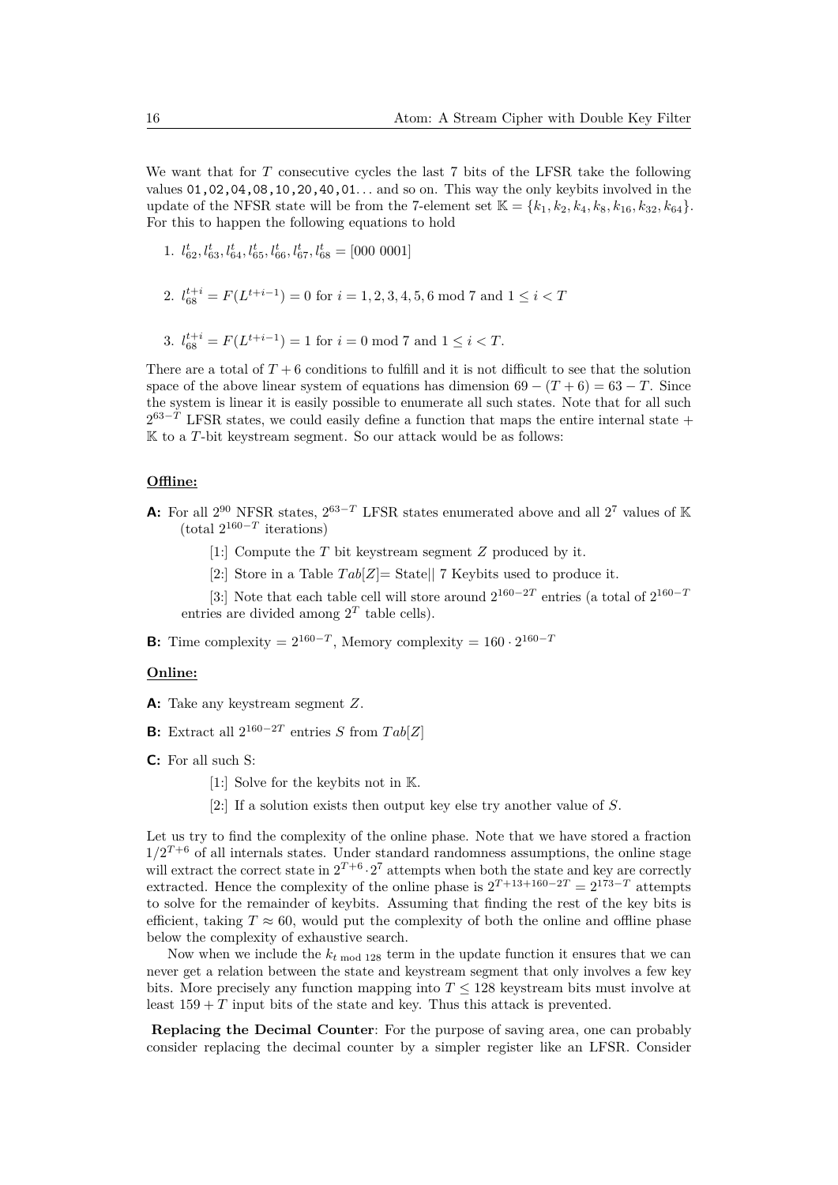We want that for $T$ consecutive cycles the last 7 bits of the LFSR take the following values `01,02,04,08,10,20,40,01`... and so on. This way the only keybits involved in the update of the NFSR state will be from the 7-element set $\mathbb{K} = \{k_1, k_2, k_4, k_8, k_{16}, k_{32}, k_{64}\}$. For this to happen the following equations to hold

1. $l^t_{62}, l^t_{63}, l^t_{64}, l^t_{65}, l^t_{66}, l^t_{67}, l^t_{68} = [000\ 0001]$
2. $l^{t+i}_{68} = F(L^{t+i-1}) = 0$ for $i = 1, 2, 3, 4, 5, 6 \bmod 7$ and $1 \leq i < T$
3. $l^{t+i}_{68} = F(L^{t+i-1}) = 1$ for $i = 0 \bmod 7$ and $1 \leq i < T$.

There are a total of $T + 6$ conditions to fulfill and it is not difficult to see that the solution space of the above linear system of equations has dimension $69 - (T + 6) = 63 - T$. Since the system is linear it is easily possible to enumerate all such states. Note that for all such $2^{63-T}$ LFSR states, we could easily define a function that maps the entire internal state + $\mathbb{K}$ to a $T$-bit keystream segment. So our attack would be as follows:

**Offline:**

**A:** For all $2^{90}$ NFSR states, $2^{63-T}$ LFSR states enumerated above and all $2^7$ values of $\mathbb{K}$ (total $2^{160-T}$ iterations)

[1:] Compute the $T$ bit keystream segment $Z$ produced by it.

[2:] Store in a Table $Tab[Z]$= State|| 7 Keybits used to produce it.

[3:] Note that each table cell will store around $2^{160-2T}$ entries (a total of $2^{160-T}$ entries are divided among $2^T$ table cells).

**B:** Time complexity = $2^{160-T}$, Memory complexity = $160 \cdot 2^{160-T}$

**Online:**

**A:** Take any keystream segment $Z$.

**B:** Extract all $2^{160-2T}$ entries $S$ from $Tab[Z]$

**C:** For all such S:

[1:] Solve for the keybits not in $\mathbb{K}$.

[2:] If a solution exists then output key else try another value of $S$.

Let us try to find the complexity of the online phase. Note that we have stored a fraction $1/2^{T+6}$ of all internals states. Under standard randomness assumptions, the online stage will extract the correct state in $2^{T+6} \cdot 2^7$ attempts when both the state and key are correctly extracted. Hence the complexity of the online phase is $2^{T+13+160-2T} = 2^{173-T}$ attempts to solve for the remainder of keybits. Assuming that finding the rest of the key bits is efficient, taking $T \approx 60$, would put the complexity of both the online and offline phase below the complexity of exhaustive search.

Now when we include the $k_{t \bmod 128}$ term in the update function it ensures that we can never get a relation between the state and keystream segment that only involves a few key bits. More precisely any function mapping into $T \leq 128$ keystream bits must involve at least $159 + T$ input bits of the state and key. Thus this attack is prevented.

**Replacing the Decimal Counter**: For the purpose of saving area, one can probably consider replacing the decimal counter by a simpler register like an LFSR. Consider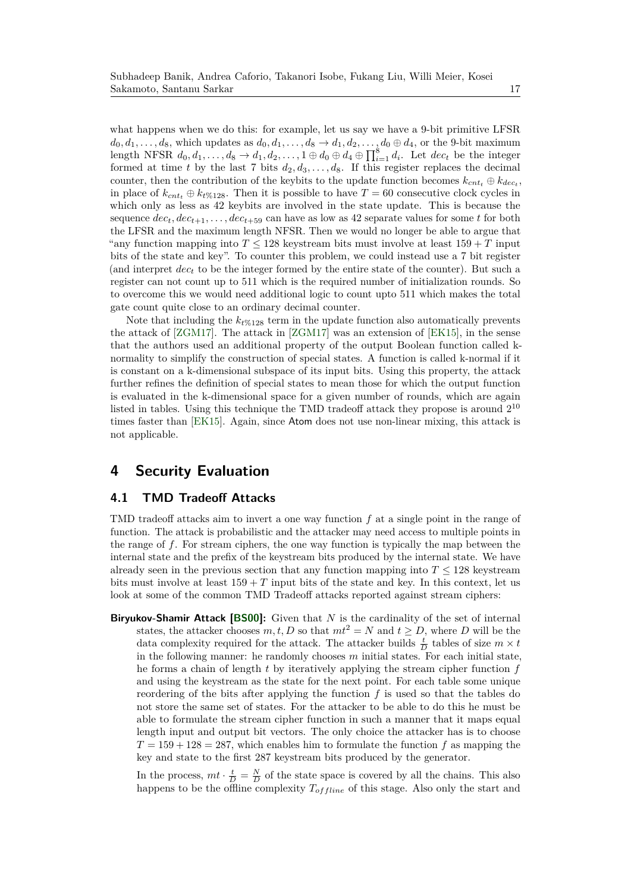what happens when we do this: for example, let us say we have a 9-bit primitive LFSR $d_0, d_1, \ldots, d_8$, which updates as $d_0, d_1, \ldots, d_8 \to d_1, d_2, \ldots, d_0 \oplus d_4$, or the 9-bit maximum length NFSR $d_0, d_1, \ldots, d_8 \to d_1, d_2, \ldots, 1 \oplus d_0 \oplus d_4 \oplus \prod_{i=1}^{8} d_i$. Let $dec_t$ be the integer formed at time $t$ by the last 7 bits $d_2, d_3, \ldots, d_8$. If this register replaces the decimal counter, then the contribution of the keybits to the update function becomes $k_{cnt_t} \oplus k_{dec_t}$, in place of $k_{cnt_t} \oplus k_{t\%128}$. Then it is possible to have $T = 60$ consecutive clock cycles in which only as less as 42 keybits are involved in the state update. This is because the sequence $dec_t, dec_{t+1}, \ldots, dec_{t+59}$ can have as low as 42 separate values for some $t$ for both the LFSR and the maximum length NFSR. Then we would no longer be able to argue that "any function mapping into $T \leq 128$ keystream bits must involve at least $159 + T$ input bits of the state and key". To counter this problem, we could instead use a 7 bit register (and interpret $dec_t$ to be the integer formed by the entire state of the counter). But such a register can not count up to 511 which is the required number of initialization rounds. So to overcome this we would need additional logic to count upto 511 which makes the total gate count quite close to an ordinary decimal counter.

Note that including the $k_{t\%128}$ term in the update function also automatically prevents the attack of [ZGM17]. The attack in [ZGM17] was an extension of [EK15], in the sense that the authors used an additional property of the output Boolean function called k-normality to simplify the construction of special states. A function is called k-normal if it is constant on a k-dimensional subspace of its input bits. Using this property, the attack further refines the definition of special states to mean those for which the output function is evaluated in the k-dimensional space for a given number of rounds, which are again listed in tables. Using this technique the TMD tradeoff attack they propose is around $2^{10}$ times faster than [EK15]. Again, since Atom does not use non-linear mixing, this attack is not applicable.

# 4 Security Evaluation

## 4.1 TMD Tradeoff Attacks

TMD tradeoff attacks aim to invert a one way function $f$ at a single point in the range of function. The attack is probabilistic and the attacker may need access to multiple points in the range of $f$. For stream ciphers, the one way function is typically the map between the internal state and the prefix of the keystream bits produced by the internal state. We have already seen in the previous section that any function mapping into $T \leq 128$ keystream bits must involve at least $159 + T$ input bits of the state and key. In this context, let us look at some of the common TMD Tradeoff attacks reported against stream ciphers:

**Biryukov-Shamir Attack [BS00]:** Given that $N$ is the cardinality of the set of internal states, the attacker chooses $m, t, D$ so that $mt^2 = N$ and $t \geq D$, where $D$ will be the data complexity required for the attack. The attacker builds $\frac{t}{D}$ tables of size $m \times t$ in the following manner: he randomly chooses $m$ initial states. For each initial state, he forms a chain of length $t$ by iteratively applying the stream cipher function $f$ and using the keystream as the state for the next point. For each table some unique reordering of the bits after applying the function $f$ is used so that the tables do not store the same set of states. For the attacker to be able to do this he must be able to formulate the stream cipher function in such a manner that it maps equal length input and output bit vectors. The only choice the attacker has is to choose $T = 159 + 128 = 287$, which enables him to formulate the function $f$ as mapping the key and state to the first 287 keystream bits produced by the generator.

In the process, $mt \cdot \frac{t}{D} = \frac{N}{D}$ of the state space is covered by all the chains. This also happens to be the offline complexity $T_{offline}$ of this stage. Also only the start and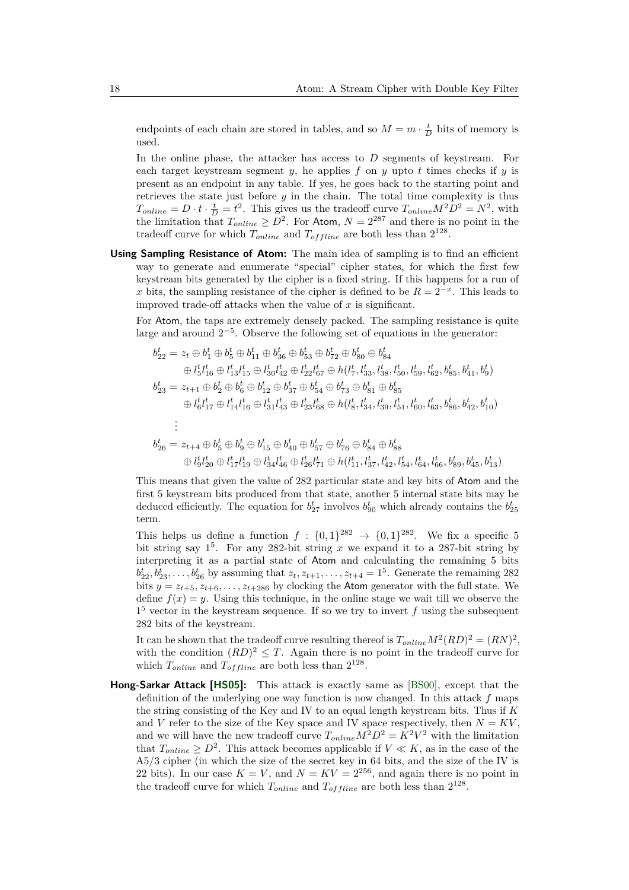endpoints of each chain are stored in tables, and so $M = m \cdot \frac{t}{D}$ bits of memory is used.

In the online phase, the attacker has access to $D$ segments of keystream. For each target keystream segment $y$, he applies $f$ on $y$ upto $t$ times checks if $y$ is present as an endpoint in any table. If yes, he goes back to the starting point and retrieves the state just before $y$ in the chain. The total time complexity is thus $T_{online} = D \cdot t \cdot \frac{t}{D} = t^2$. This gives us the tradeoff curve $T_{online} M^2 D^2 = N^2$, with the limitation that $T_{online} \geq D^2$. For Atom, $N = 2^{287}$ and there is no point in the tradeoff curve for which $T_{online}$ and $T_{offline}$ are both less than $2^{128}$.

**Using Sampling Resistance of Atom:** The main idea of sampling is to find an efficient way to generate and enumerate "special" cipher states, for which the first few keystream bits generated by the cipher is a fixed string. If this happens for a run of $x$ bits, the sampling resistance of the cipher is defined to be $R = 2^{-x}$. This leads to improved trade-off attacks when the value of $x$ is significant.

For Atom, the taps are extremely densely packed. The sampling resistance is quite large and around $2^{-5}$. Observe the following set of equations in the generator:

$$\begin{aligned}
b_{22}^t &= z_t \oplus b_1^t \oplus b_5^t \oplus b_{11}^t \oplus b_{36}^t \oplus b_{53}^t \oplus b_{72}^t \oplus b_{80}^t \oplus b_{84}^t \\
&\quad \oplus l_5^t l_{16}^t \oplus l_{13}^t l_{15}^t \oplus l_{30}^t l_{42}^t \oplus l_{22}^t l_{67}^t \oplus h(l_7^t, l_{33}^t, l_{38}^t, l_{50}^t, l_{59}^t, l_{62}^t, b_{85}^t, b_{41}^t, b_9^t) \\
b_{23}^t &= z_{t+1} \oplus b_2^t \oplus b_6^t \oplus b_{12}^t \oplus b_{37}^t \oplus b_{54}^t \oplus b_{73}^t \oplus b_{81}^t \oplus b_{85}^t \\
&\quad \oplus l_6^t l_{17}^t \oplus l_{14}^t l_{16}^t \oplus l_{31}^t l_{43}^t \oplus l_{23}^t l_{68}^t \oplus h(l_8^t, l_{34}^t, l_{39}^t, l_{51}^t, l_{60}^t, l_{63}^t, b_{86}^t, b_{42}^t, b_{10}^t) \\
&\;\;\vdots \\
b_{26}^t &= z_{t+4} \oplus b_5^t \oplus b_9^t \oplus b_{15}^t \oplus b_{40}^t \oplus b_{57}^t \oplus b_{76}^t \oplus b_{84}^t \oplus b_{88}^t \\
&\quad \oplus l_9^t l_{20}^t \oplus l_{17}^t l_{19}^t \oplus l_{34}^t l_{46}^t \oplus l_{26}^t l_{71}^t \oplus h(l_{11}^t, l_{37}^t, l_{42}^t, l_{54}^t, l_{64}^t, l_{66}^t, b_{89}^t, b_{45}^t, b_{13}^t)
\end{aligned}$$

This means that given the value of 282 particular state and key bits of Atom and the first 5 keystream bits produced from that state, another 5 internal state bits may be deduced efficiently. The equation for $b_{27}^t$ involves $b_{90}^t$ which already contains the $b_{25}^t$ term.

This helps us define a function $f : \{0,1\}^{282} \to \{0,1\}^{282}$. We fix a specific 5 bit string say $1^5$. For any 282-bit string $x$ we expand it to a 287-bit string by interpreting it as a partial state of Atom and calculating the remaining 5 bits $b_{22}^t, b_{23}^t, \ldots, b_{26}^t$ by assuming that $z_t, z_{t+1}, \ldots, z_{t+4} = 1^5$. Generate the remaining 282 bits $y = z_{t+5}, z_{t+6}, \ldots, z_{t+286}$ by clocking the Atom generator with the full state. We define $f(x) = y$. Using this technique, in the online stage we wait till we observe the $1^5$ vector in the keystream sequence. If so we try to invert $f$ using the subsequent 282 bits of the keystream.

It can be shown that the tradeoff curve resulting thereof is $T_{online} M^2 (RD)^2 = (RN)^2$, with the condition $(RD)^2 \leq T$. Again there is no point in the tradeoff curve for which $T_{online}$ and $T_{offline}$ are both less than $2^{128}$.

**Hong-Sarkar Attack [HS05]:** This attack is exactly same as [BS00], except that the definition of the underlying one way function is now changed. In this attack $f$ maps the string consisting of the Key and IV to an equal length keystream bits. Thus if $K$ and $V$ refer to the size of the Key space and IV space respectively, then $N = KV$, and we will have the new tradeoff curve $T_{online} M^2 D^2 = K^2 V^2$ with the limitation that $T_{online} \geq D^2$. This attack becomes applicable if $V \ll K$, as in the case of the A5/3 cipher (in which the size of the secret key in 64 bits, and the size of the IV is 22 bits). In our case $K = V$, and $N = KV = 2^{256}$, and again there is no point in the tradeoff curve for which $T_{online}$ and $T_{offline}$ are both less than $2^{128}$.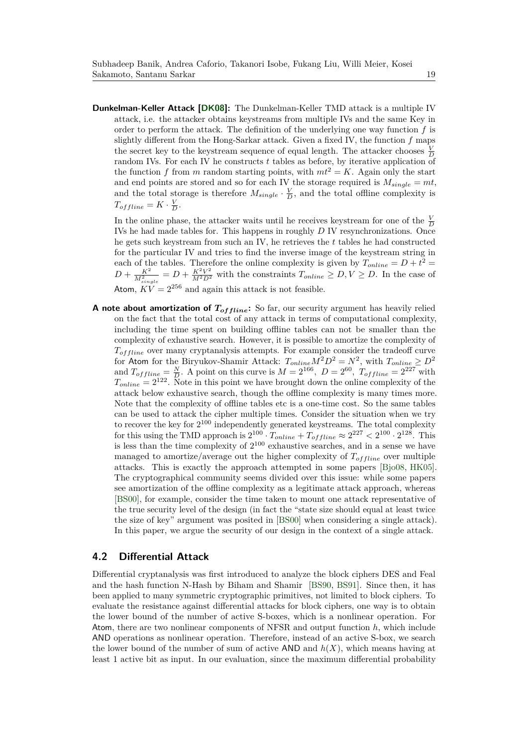**Dunkelman-Keller Attack [DK08]:** The Dunkelman-Keller TMD attack is a multiple IV attack, i.e. the attacker obtains keystreams from multiple IVs and the same Key in order to perform the attack. The definition of the underlying one way function $f$ is slightly different from the Hong-Sarkar attack. Given a fixed IV, the function $f$ maps the secret key to the keystream sequence of equal length. The attacker chooses $\frac{V}{D}$ random IVs. For each IV he constructs $t$ tables as before, by iterative application of the function $f$ from $m$ random starting points, with $mt^2 = K$. Again only the start and end points are stored and so for each IV the storage required is $M_{single} = mt$, and the total storage is therefore $M_{single} \cdot \frac{V}{D}$, and the total offline complexity is $T_{offline} = K \cdot \frac{V}{D}$.

In the online phase, the attacker waits until he receives keystream for one of the $\frac{V}{D}$ IVs he had made tables for. This happens in roughly $D$ IV resynchronizations. Once he gets such keystream from such an IV, he retrieves the $t$ tables he had constructed for the particular IV and tries to find the inverse image of the keystream string in each of the tables. Therefore the online complexity is given by $T_{online} = D + t^2 = D + \frac{K^2}{M_{single}^2} = D + \frac{K^2V^2}{M^2D^2}$ with the constraints $T_{online} \geq D, V \geq D$. In the case of Atom, $KV = 2^{256}$ and again this attack is not feasible.

**A note about amortization of $T_{offline}$:** So far, our security argument has heavily relied on the fact that the total cost of any attack in terms of computational complexity, including the time spent on building offline tables can not be smaller than the complexity of exhaustive search. However, it is possible to amortize the complexity of $T_{offline}$ over many cryptanalysis attempts. For example consider the tradeoff curve for Atom for the Biryukov-Shamir Attack: $T_{online}M^2D^2 = N^2$, with $T_{online} \geq D^2$ and $T_{offline} = \frac{N}{D}$. A point on this curve is $M = 2^{166}$, $D = 2^{60}$, $T_{offline} = 2^{227}$ with $T_{online} = 2^{122}$. Note in this point we have brought down the online complexity of the attack below exhaustive search, though the offline complexity is many times more. Note that the complexity of offline tables etc is a one-time cost. So the same tables can be used to attack the cipher multiple times. Consider the situation when we try to recover the key for $2^{100}$ independently generated keystreams. The total complexity for this using the TMD approach is $2^{100} \cdot T_{online} + T_{offline} \approx 2^{227} < 2^{100} \cdot 2^{128}$. This is less than the time complexity of $2^{100}$ exhaustive searches, and in a sense we have managed to amortize/average out the higher complexity of $T_{offline}$ over multiple attacks. This is exactly the approach attempted in some papers [Bjo08, HK05]. The cryptographical community seems divided over this issue: while some papers see amortization of the offline complexity as a legitimate attack approach, whereas [BS00], for example, consider the time taken to mount one attack representative of the true security level of the design (in fact the "state size should equal at least twice the size of key" argument was posited in [BS00] when considering a single attack). In this paper, we argue the security of our design in the context of a single attack.

## 4.2 Differential Attack

Differential cryptanalysis was first introduced to analyze the block ciphers DES and Feal and the hash function N-Hash by Biham and Shamir [BS90, BS91]. Since then, it has been applied to many symmetric cryptographic primitives, not limited to block ciphers. To evaluate the resistance against differential attacks for block ciphers, one way is to obtain the lower bound of the number of active S-boxes, which is a nonlinear operation. For Atom, there are two nonlinear components of NFSR and output function $h$, which include AND operations as nonlinear operation. Therefore, instead of an active S-box, we search the lower bound of the number of sum of active AND and $h(X)$, which means having at least 1 active bit as input. In our evaluation, since the maximum differential probability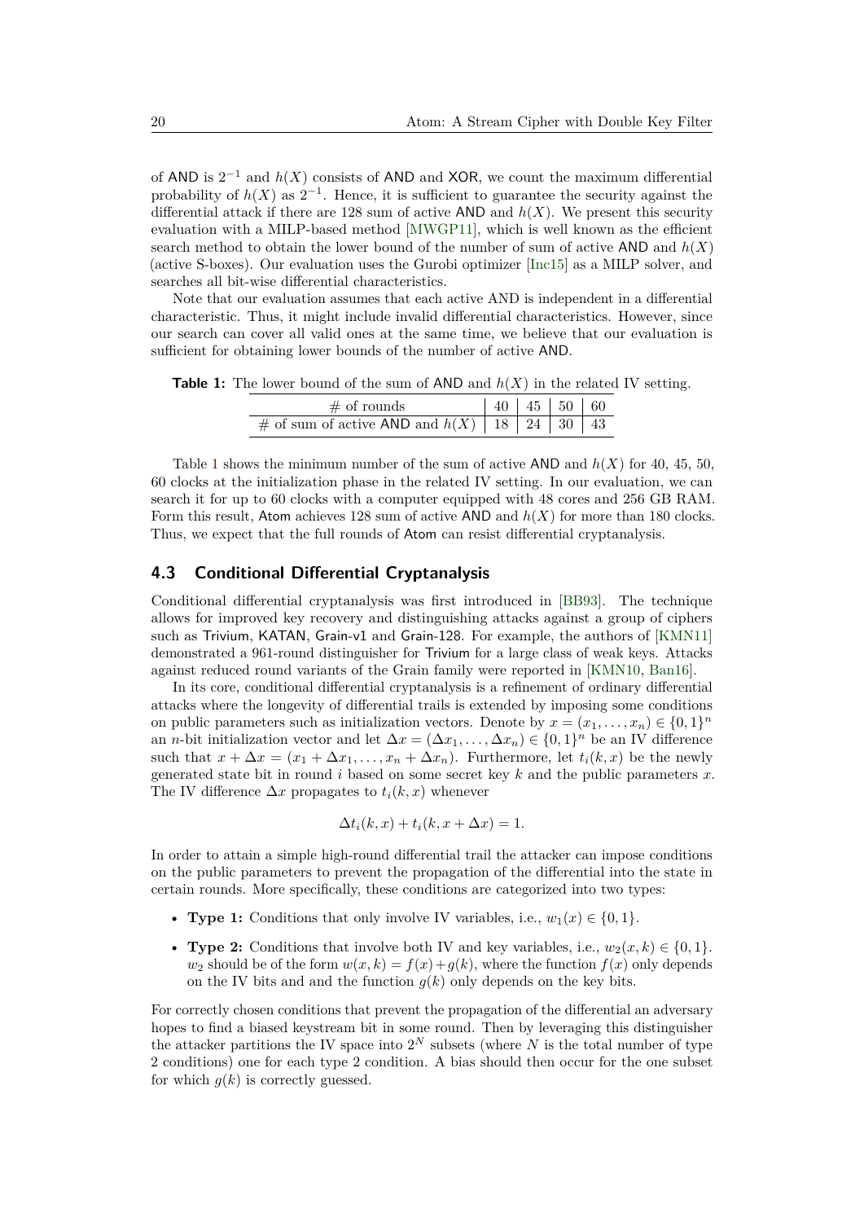of AND is $2^{-1}$ and $h(X)$ consists of AND and XOR, we count the maximum differential probability of $h(X)$ as $2^{-1}$. Hence, it is sufficient to guarantee the security against the differential attack if there are 128 sum of active AND and $h(X)$. We present this security evaluation with a MILP-based method [MWGP11], which is well known as the efficient search method to obtain the lower bound of the number of sum of active AND and $h(X)$ (active S-boxes). Our evaluation uses the Gurobi optimizer [Inc15] as a MILP solver, and searches all bit-wise differential characteristics.

Note that our evaluation assumes that each active AND is independent in a differential characteristic. Thus, it might include invalid differential characteristics. However, since our search can cover all valid ones at the same time, we believe that our evaluation is sufficient for obtaining lower bounds of the number of active AND.

**Table 1:** The lower bound of the sum of AND and $h(X)$ in the related IV setting.

| # of rounds | 40 | 45 | 50 | 60 |
|---|---|---|---|---|
| # of sum of active AND and $h(X)$ | 18 | 24 | 30 | 43 |

Table 1 shows the minimum number of the sum of active AND and $h(X)$ for 40, 45, 50, 60 clocks at the initialization phase in the related IV setting. In our evaluation, we can search it for up to 60 clocks with a computer equipped with 48 cores and 256 GB RAM. Form this result, Atom achieves 128 sum of active AND and $h(X)$ for more than 180 clocks. Thus, we expect that the full rounds of Atom can resist differential cryptanalysis.

### 4.3 Conditional Differential Cryptanalysis

Conditional differential cryptanalysis was first introduced in [BB93]. The technique allows for improved key recovery and distinguishing attacks against a group of ciphers such as Trivium, KATAN, Grain-v1 and Grain-128. For example, the authors of [KMN11] demonstrated a 961-round distinguisher for Trivium for a large class of weak keys. Attacks against reduced round variants of the Grain family were reported in [KMN10, Ban16].

In its core, conditional differential cryptanalysis is a refinement of ordinary differential attacks where the longevity of differential trails is extended by imposing some conditions on public parameters such as initialization vectors. Denote by $x = (x_1, \ldots, x_n) \in \{0,1\}^n$ an $n$-bit initialization vector and let $\Delta x = (\Delta x_1, \ldots, \Delta x_n) \in \{0,1\}^n$ be an IV difference such that $x + \Delta x = (x_1 + \Delta x_1, \ldots, x_n + \Delta x_n)$. Furthermore, let $t_i(k, x)$ be the newly generated state bit in round $i$ based on some secret key $k$ and the public parameters $x$. The IV difference $\Delta x$ propagates to $t_i(k, x)$ whenever

$$\Delta t_i(k, x) + t_i(k, x + \Delta x) = 1.$$

In order to attain a simple high-round differential trail the attacker can impose conditions on the public parameters to prevent the propagation of the differential into the state in certain rounds. More specifically, these conditions are categorized into two types:

- **Type 1:** Conditions that only involve IV variables, i.e., $w_1(x) \in \{0,1\}$.
- **Type 2:** Conditions that involve both IV and key variables, i.e., $w_2(x, k) \in \{0,1\}$. $w_2$ should be of the form $w(x, k) = f(x) + g(k)$, where the function $f(x)$ only depends on the IV bits and and the function $g(k)$ only depends on the key bits.

For correctly chosen conditions that prevent the propagation of the differential an adversary hopes to find a biased keystream bit in some round. Then by leveraging this distinguisher the attacker partitions the IV space into $2^N$ subsets (where $N$ is the total number of type 2 conditions) one for each type 2 condition. A bias should then occur for the one subset for which $g(k)$ is correctly guessed.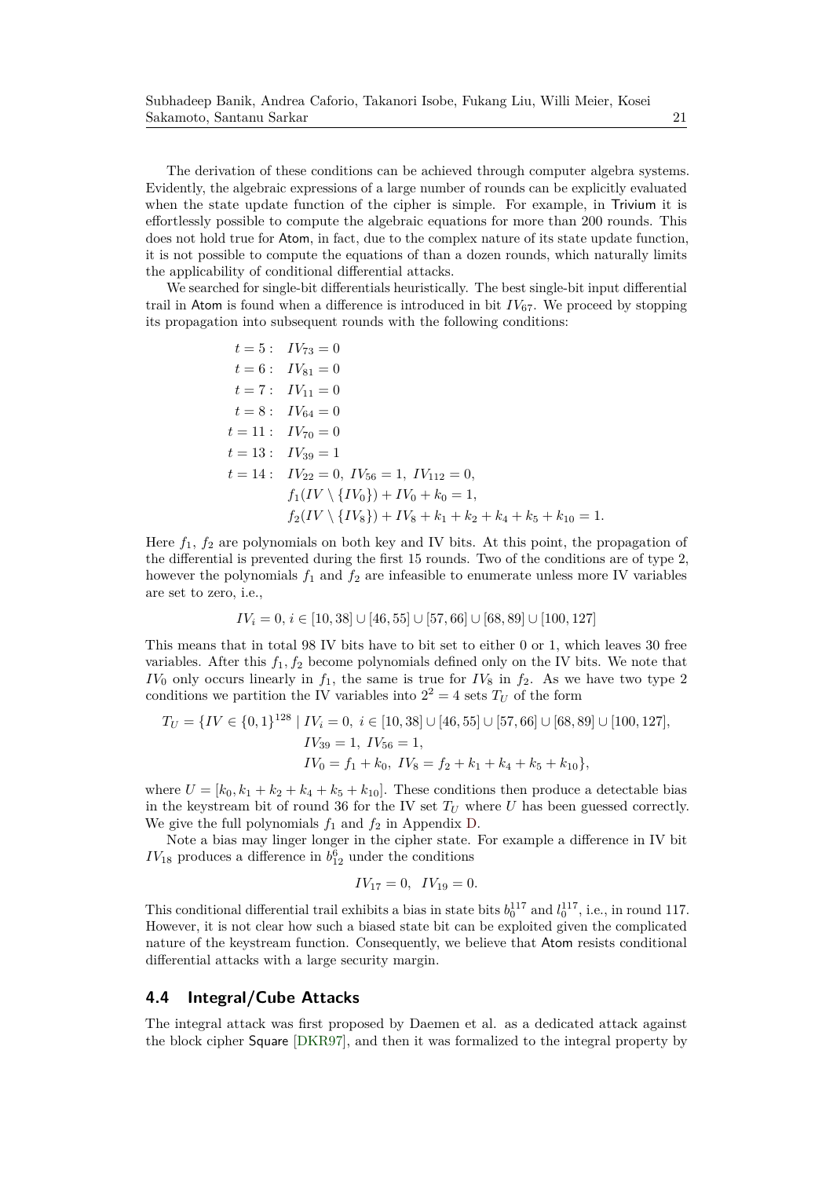The derivation of these conditions can be achieved through computer algebra systems. Evidently, the algebraic expressions of a large number of rounds can be explicitly evaluated when the state update function of the cipher is simple. For example, in Trivium it is effortlessly possible to compute the algebraic equations for more than 200 rounds. This does not hold true for Atom, in fact, due to the complex nature of its state update function, it is not possible to compute the equations of than a dozen rounds, which naturally limits the applicability of conditional differential attacks.

We searched for single-bit differentials heuristically. The best single-bit input differential trail in Atom is found when a difference is introduced in bit $IV_{67}$. We proceed by stopping its propagation into subsequent rounds with the following conditions:

$$
\begin{aligned}
t = 5: &\quad IV_{73} = 0 \\
t = 6: &\quad IV_{81} = 0 \\
t = 7: &\quad IV_{11} = 0 \\
t = 8: &\quad IV_{64} = 0 \\
t = 11: &\quad IV_{70} = 0 \\
t = 13: &\quad IV_{39} = 1 \\
t = 14: &\quad IV_{22} = 0,\ IV_{56} = 1,\ IV_{112} = 0, \\
&\quad f_1(IV \setminus \{IV_0\}) + IV_0 + k_0 = 1, \\
&\quad f_2(IV \setminus \{IV_8\}) + IV_8 + k_1 + k_2 + k_4 + k_5 + k_{10} = 1.
\end{aligned}
$$

Here $f_1$, $f_2$ are polynomials on both key and IV bits. At this point, the propagation of the differential is prevented during the first 15 rounds. Two of the conditions are of type 2, however the polynomials $f_1$ and $f_2$ are infeasible to enumerate unless more IV variables are set to zero, i.e.,

$$IV_i = 0,\ i \in [10, 38] \cup [46, 55] \cup [57, 66] \cup [68, 89] \cup [100, 127]$$

This means that in total 98 IV bits have to bit set to either 0 or 1, which leaves 30 free variables. After this $f_1, f_2$ become polynomials defined only on the IV bits. We note that $IV_0$ only occurs linearly in $f_1$, the same is true for $IV_8$ in $f_2$. As we have two type 2 conditions we partition the IV variables into $2^2 = 4$ sets $T_U$ of the form

$$
\begin{aligned}
T_U = \{IV \in \{0,1\}^{128} \mid\ & IV_i = 0,\ i \in [10, 38] \cup [46, 55] \cup [57, 66] \cup [68, 89] \cup [100, 127], \\
& IV_{39} = 1,\ IV_{56} = 1, \\
& IV_0 = f_1 + k_0,\ IV_8 = f_2 + k_1 + k_4 + k_5 + k_{10}\},
\end{aligned}
$$

where $U = [k_0, k_1 + k_2 + k_4 + k_5 + k_{10}]$. These conditions then produce a detectable bias in the keystream bit of round 36 for the IV set $T_U$ where $U$ has been guessed correctly. We give the full polynomials $f_1$ and $f_2$ in Appendix D.

Note a bias may linger longer in the cipher state. For example a difference in IV bit $IV_{18}$ produces a difference in $b_{12}^{6}$ under the conditions

$$IV_{17} = 0, \quad IV_{19} = 0.$$

This conditional differential trail exhibits a bias in state bits $b_0^{117}$ and $l_0^{117}$, i.e., in round 117. However, it is not clear how such a biased state bit can be exploited given the complicated nature of the keystream function. Consequently, we believe that Atom resists conditional differential attacks with a large security margin.

### 4.4 Integral/Cube Attacks

The integral attack was first proposed by Daemen et al. as a dedicated attack against the block cipher Square [DKR97], and then it was formalized to the integral property by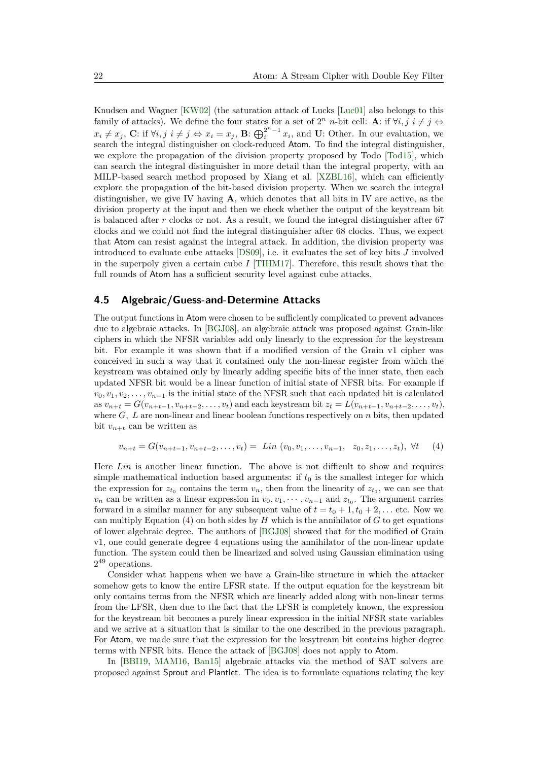Knudsen and Wagner [KW02] (the saturation attack of Lucks [Luc01] also belongs to this family of attacks). We define the four states for a set of $2^n$ $n$-bit cell: **A**: if $\forall i, j\ i \neq j \Leftrightarrow x_i \neq x_j$, **C**: if $\forall i, j\ i \neq j \Leftrightarrow x_i = x_j$, **B**: $\bigoplus_i^{2^n-1} x_i$, and **U**: Other. In our evaluation, we search the integral distinguisher on clock-reduced Atom. To find the integral distinguisher, we explore the propagation of the division property proposed by Todo [Tod15], which can search the integral distinguisher in more detail than the integral property, with an MILP-based search method proposed by Xiang et al. [XZBL16], which can efficiently explore the propagation of the bit-based division property. When we search the integral distinguisher, we give IV having **A**, which denotes that all bits in IV are active, as the division property at the input and then we check whether the output of the keystream bit is balanced after $r$ clocks or not. As a result, we found the integral distinguisher after 67 clocks and we could not find the integral distinguisher after 68 clocks. Thus, we expect that Atom can resist against the integral attack. In addition, the division property was introduced to evaluate cube attacks [DS09], i.e. it evaluates the set of key bits $J$ involved in the superpoly given a certain cube $I$ [TIHM17]. Therefore, this result shows that the full rounds of Atom has a sufficient security level against cube attacks.

## 4.5 Algebraic/Guess-and-Determine Attacks

The output functions in Atom were chosen to be sufficiently complicated to prevent advances due to algebraic attacks. In [BGJ08], an algebraic attack was proposed against Grain-like ciphers in which the NFSR variables add only linearly to the expression for the keystream bit. For example it was shown that if a modified version of the Grain v1 cipher was conceived in such a way that it contained only the non-linear register from which the keystream was obtained only by linearly adding specific bits of the inner state, then each updated NFSR bit would be a linear function of initial state of NFSR bits. For example if $v_0, v_1, v_2, \ldots, v_{n-1}$ is the initial state of the NFSR such that each updated bit is calculated as $v_{n+t} = G(v_{n+t-1}, v_{n+t-2}, \ldots, v_t)$ and each keystream bit $z_t = L(v_{n+t-1}, v_{n+t-2}, \ldots, v_t)$, where $G$, $L$ are non-linear and linear boolean functions respectively on $n$ bits, then updated bit $v_{n+t}$ can be written as

$$v_{n+t} = G(v_{n+t-1}, v_{n+t-2}, \ldots, v_t) = \ Lin\ (v_0, v_1, \ldots, v_{n-1},\ \ z_0, z_1, \ldots, z_t),\ \forall t \tag{4}$$

Here $Lin$ is another linear function. The above is not difficult to show and requires simple mathematical induction based arguments: if $t_0$ is the smallest integer for which the expression for $z_{t_0}$ contains the term $v_n$, then from the linearity of $z_{t_0}$, we can see that $v_n$ can be written as a linear expression in $v_0, v_1, \cdots, v_{n-1}$ and $z_{t_0}$. The argument carries forward in a similar manner for any subsequent value of $t = t_0 + 1, t_0 + 2, \ldots$ etc. Now we can multiply Equation (4) on both sides by $H$ which is the annihilator of $G$ to get equations of lower algebraic degree. The authors of [BGJ08] showed that for the modified of Grain v1, one could generate degree 4 equations using the annihilator of the non-linear update function. The system could then be linearized and solved using Gaussian elimination using $2^{49}$ operations.

Consider what happens when we have a Grain-like structure in which the attacker somehow gets to know the entire LFSR state. If the output equation for the keystream bit only contains terms from the NFSR which are linearly added along with non-linear terms from the LFSR, then due to the fact that the LFSR is completely known, the expression for the keystream bit becomes a purely linear expression in the initial NFSR state variables and we arrive at a situation that is similar to the one described in the previous paragraph. For Atom, we made sure that the expression for the kesytream bit contains higher degree terms with NFSR bits. Hence the attack of [BGJ08] does not apply to Atom.

In [BBI19, MAM16, Ban15] algebraic attacks via the method of SAT solvers are proposed against Sprout and Plantlet. The idea is to formulate equations relating the key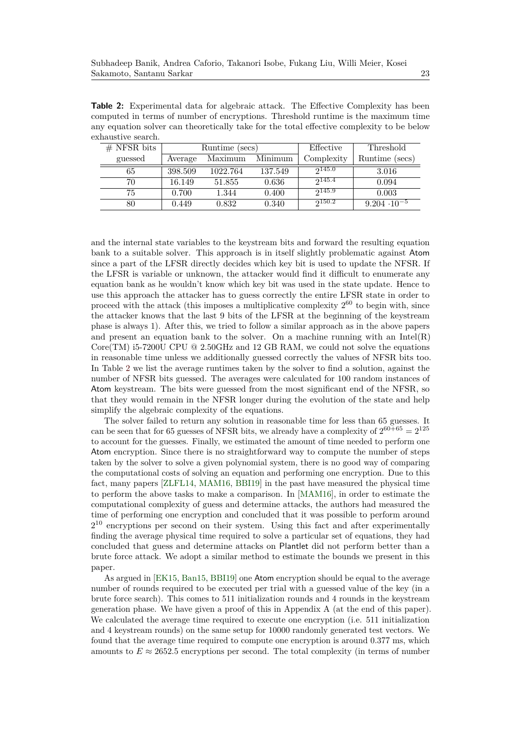**Table 2:** Experimental data for algebraic attack. The Effective Complexity has been computed in terms of number of encryptions. Threshold runtime is the maximum time any equation solver can theoretically take for the total effective complexity to be below exhaustive search.

| # NFSR bits guessed | Runtime (secs) | | | Effective Complexity | Threshold Runtime (secs) |
|---|---|---|---|---|---|
| | Average | Maximum | Minimum | | |
| 65 | 398.509 | 1022.764 | 137.549 | $2^{145.0}$ | 3.016 |
| 70 | 16.149 | 51.855 | 0.636 | $2^{145.4}$ | 0.094 |
| 75 | 0.700 | 1.344 | 0.400 | $2^{145.9}$ | 0.003 |
| 80 | 0.449 | 0.832 | 0.340 | $2^{150.2}$ | $9.204 \cdot 10^{-5}$ |

and the internal state variables to the keystream bits and forward the resulting equation bank to a suitable solver. This approach is in itself slightly problematic against Atom since a part of the LFSR directly decides which key bit is used to update the NFSR. If the LFSR is variable or unknown, the attacker would find it difficult to enumerate any equation bank as he wouldn't know which key bit was used in the state update. Hence to use this approach the attacker has to guess correctly the entire LFSR state in order to proceed with the attack (this imposes a multiplicative complexity $2^{60}$ to begin with, since the attacker knows that the last 9 bits of the LFSR at the beginning of the keystream phase is always 1). After this, we tried to follow a similar approach as in the above papers and present an equation bank to the solver. On a machine running with an Intel(R) Core(TM) i5-7200U CPU @ 2.50GHz and 12 GB RAM, we could not solve the equations in reasonable time unless we additionally guessed correctly the values of NFSR bits too. In Table 2 we list the average runtimes taken by the solver to find a solution, against the number of NFSR bits guessed. The averages were calculated for 100 random instances of Atom keystream. The bits were guessed from the most significant end of the NFSR, so that they would remain in the NFSR longer during the evolution of the state and help simplify the algebraic complexity of the equations.

The solver failed to return any solution in reasonable time for less than 65 guesses. It can be seen that for 65 guesses of NFSR bits, we already have a complexity of $2^{60+65} = 2^{125}$ to account for the guesses. Finally, we estimated the amount of time needed to perform one Atom encryption. Since there is no straightforward way to compute the number of steps taken by the solver to solve a given polynomial system, there is no good way of comparing the computational costs of solving an equation and performing one encryption. Due to this fact, many papers [ZLFL14, MAM16, BBI19] in the past have measured the physical time to perform the above tasks to make a comparison. In [MAM16], in order to estimate the computational complexity of guess and determine attacks, the authors had measured the time of performing one encryption and concluded that it was possible to perform around $2^{10}$ encryptions per second on their system. Using this fact and after experimentally finding the average physical time required to solve a particular set of equations, they had concluded that guess and determine attacks on Plantlet did not perform better than a brute force attack. We adopt a similar method to estimate the bounds we present in this paper.

As argued in [EK15, Ban15, BBI19] one Atom encryption should be equal to the average number of rounds required to be executed per trial with a guessed value of the key (in a brute force search). This comes to 511 initialization rounds and 4 rounds in the keystream generation phase. We have given a proof of this in Appendix A (at the end of this paper). We calculated the average time required to execute one encryption (i.e. 511 initialization and 4 keystream rounds) on the same setup for 10000 randomly generated test vectors. We found that the average time required to compute one encryption is around 0.377 ms, which amounts to $E \approx 2652.5$ encryptions per second. The total complexity (in terms of number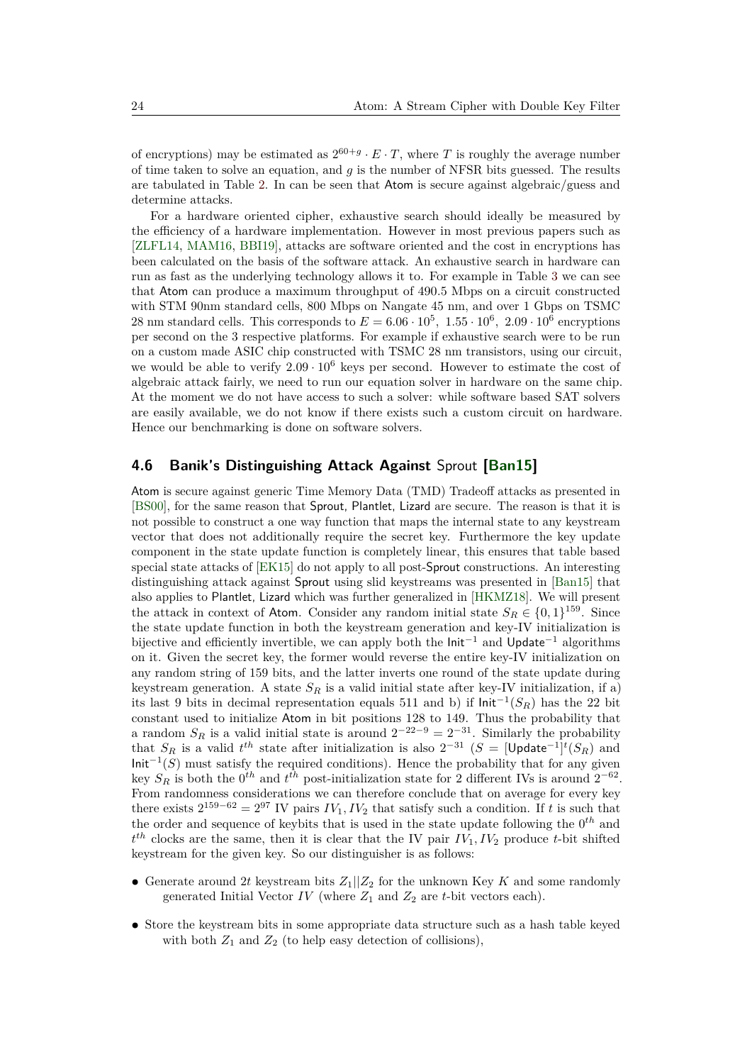of encryptions) may be estimated as $2^{60+g} \cdot E \cdot T$, where $T$ is roughly the average number of time taken to solve an equation, and $g$ is the number of NFSR bits guessed. The results are tabulated in Table 2. In can be seen that Atom is secure against algebraic/guess and determine attacks.

For a hardware oriented cipher, exhaustive search should ideally be measured by the efficiency of a hardware implementation. However in most previous papers such as [ZLFL14, MAM16, BBI19], attacks are software oriented and the cost in encryptions has been calculated on the basis of the software attack. An exhaustive search in hardware can run as fast as the underlying technology allows it to. For example in Table 3 we can see that Atom can produce a maximum throughput of 490.5 Mbps on a circuit constructed with STM 90nm standard cells, 800 Mbps on Nangate 45 nm, and over 1 Gbps on TSMC 28 nm standard cells. This corresponds to $E = 6.06 \cdot 10^5,\ 1.55 \cdot 10^6,\ 2.09 \cdot 10^6$ encryptions per second on the 3 respective platforms. For example if exhaustive search were to be run on a custom made ASIC chip constructed with TSMC 28 nm transistors, using our circuit, we would be able to verify $2.09 \cdot 10^6$ keys per second. However to estimate the cost of algebraic attack fairly, we need to run our equation solver in hardware on the same chip. At the moment we do not have access to such a solver: while software based SAT solvers are easily available, we do not know if there exists such a custom circuit on hardware. Hence our benchmarking is done on software solvers.

## 4.6 Banik's Distinguishing Attack Against Sprout [Ban15]

Atom is secure against generic Time Memory Data (TMD) Tradeoff attacks as presented in [BS00], for the same reason that Sprout, Plantlet, Lizard are secure. The reason is that it is not possible to construct a one way function that maps the internal state to any keystream vector that does not additionally require the secret key. Furthermore the key update component in the state update function is completely linear, this ensures that table based special state attacks of [EK15] do not apply to all post-Sprout constructions. An interesting distinguishing attack against Sprout using slid keystreams was presented in [Ban15] that also applies to Plantlet, Lizard which was further generalized in [HKMZ18]. We will present the attack in context of Atom. Consider any random initial state $S_R \in \{0,1\}^{159}$. Since the state update function in both the keystream generation and key-IV initialization is bijective and efficiently invertible, we can apply both the $\mathsf{Init}^{-1}$ and $\mathsf{Update}^{-1}$ algorithms on it. Given the secret key, the former would reverse the entire key-IV initialization on any random string of 159 bits, and the latter inverts one round of the state update during keystream generation. A state $S_R$ is a valid initial state after key-IV initialization, if a) its last 9 bits in decimal representation equals 511 and b) if $\mathsf{Init}^{-1}(S_R)$ has the 22 bit constant used to initialize Atom in bit positions 128 to 149. Thus the probability that a random $S_R$ is a valid initial state is around $2^{-22-9} = 2^{-31}$. Similarly the probability that $S_R$ is a valid $t^{th}$ state after initialization is also $2^{-31}$ ($S = [\mathsf{Update}^{-1}]^t(S_R)$ and $\mathsf{Init}^{-1}(S)$ must satisfy the required conditions). Hence the probability that for any given key $S_R$ is both the $0^{th}$ and $t^{th}$ post-initialization state for 2 different IVs is around $2^{-62}$. From randomness considerations we can therefore conclude that on average for every key there exists $2^{159-62} = 2^{97}$ IV pairs $IV_1, IV_2$ that satisfy such a condition. If $t$ is such that the order and sequence of keybits that is used in the state update following the $0^{th}$ and $t^{th}$ clocks are the same, then it is clear that the IV pair $IV_1, IV_2$ produce $t$-bit shifted keystream for the given key. So our distinguisher is as follows:

- Generate around $2t$ keystream bits $Z_1||Z_2$ for the unknown Key $K$ and some randomly generated Initial Vector $IV$ (where $Z_1$ and $Z_2$ are $t$-bit vectors each).
- Store the keystream bits in some appropriate data structure such as a hash table keyed with both $Z_1$ and $Z_2$ (to help easy detection of collisions),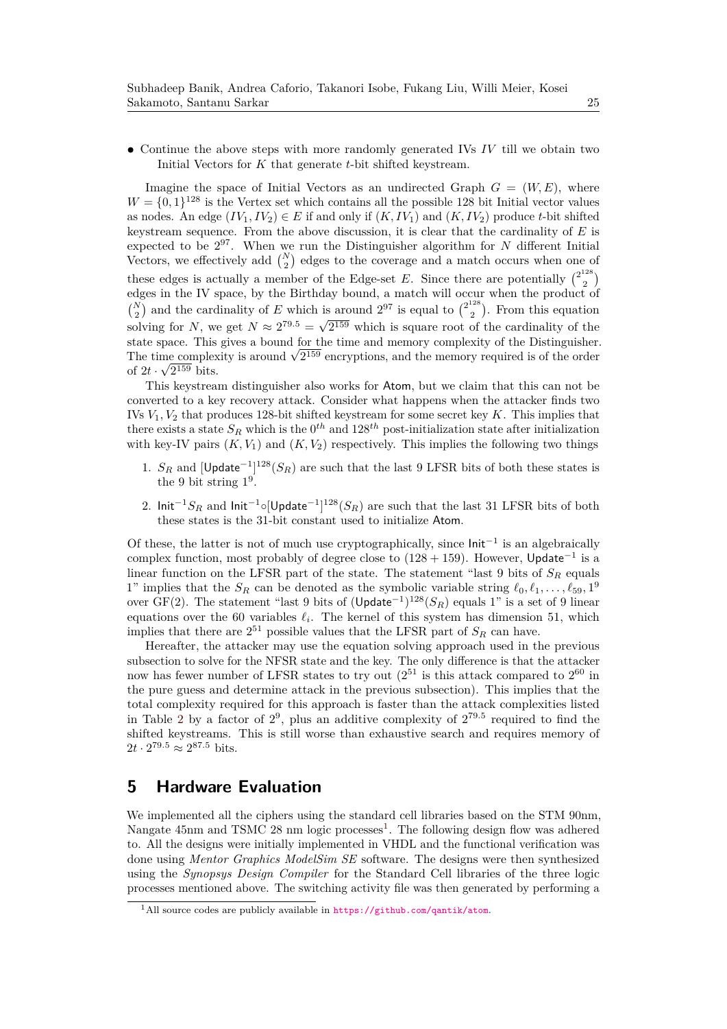- Continue the above steps with more randomly generated IVs $IV$ till we obtain two Initial Vectors for $K$ that generate $t$-bit shifted keystream.

Imagine the space of Initial Vectors as an undirected Graph $G = (W, E)$, where $W = \{0,1\}^{128}$ is the Vertex set which contains all the possible 128 bit Initial vector values as nodes. An edge $(IV_1, IV_2) \in E$ if and only if $(K, IV_1)$ and $(K, IV_2)$ produce $t$-bit shifted keystream sequence. From the above discussion, it is clear that the cardinality of $E$ is expected to be $2^{97}$. When we run the Distinguisher algorithm for $N$ different Initial Vectors, we effectively add $\binom{N}{2}$ edges to the coverage and a match occurs when one of these edges is actually a member of the Edge-set $E$. Since there are potentially $\binom{2^{128}}{2}$ edges in the IV space, by the Birthday bound, a match will occur when the product of $\binom{N}{2}$ and the cardinality of $E$ which is around $2^{97}$ is equal to $\binom{2^{128}}{2}$. From this equation solving for $N$, we get $N \approx 2^{79.5} = \sqrt{2^{159}}$ which is square root of the cardinality of the state space. This gives a bound for the time and memory complexity of the Distinguisher. The time complexity is around $\sqrt{2^{159}}$ encryptions, and the memory required is of the order of $2t \cdot \sqrt{2^{159}}$ bits.

This keystream distinguisher also works for Atom, but we claim that this can not be converted to a key recovery attack. Consider what happens when the attacker finds two IVs $V_1, V_2$ that produces 128-bit shifted keystream for some secret key $K$. This implies that there exists a state $S_R$ which is the $0^{th}$ and $128^{th}$ post-initialization state after initialization with key-IV pairs $(K, V_1)$ and $(K, V_2)$ respectively. This implies the following two things

1. $S_R$ and $[\mathsf{Update}^{-1}]^{128}(S_R)$ are such that the last 9 LFSR bits of both these states is the 9 bit string $1^9$.
2. $\mathsf{Init}^{-1} S_R$ and $\mathsf{Init}^{-1} \circ [\mathsf{Update}^{-1}]^{128}(S_R)$ are such that the last 31 LFSR bits of both these states is the 31-bit constant used to initialize Atom.

Of these, the latter is not of much use cryptographically, since $\mathsf{Init}^{-1}$ is an algebraically complex function, most probably of degree close to $(128 + 159)$. However, $\mathsf{Update}^{-1}$ is a linear function on the LFSR part of the state. The statement "last 9 bits of $S_R$ equals 1" implies that the $S_R$ can be denoted as the symbolic variable string $\ell_0, \ell_1, \ldots, \ell_{59}, 1^9$ over GF(2). The statement "last 9 bits of $(\mathsf{Update}^{-1})^{128}(S_R)$ equals 1" is a set of 9 linear equations over the 60 variables $\ell_i$. The kernel of this system has dimension 51, which implies that there are $2^{51}$ possible values that the LFSR part of $S_R$ can have.

Hereafter, the attacker may use the equation solving approach used in the previous subsection to solve for the NFSR state and the key. The only difference is that the attacker now has fewer number of LFSR states to try out ($2^{51}$ is this attack compared to $2^{60}$ in the pure guess and determine attack in the previous subsection). This implies that the total complexity required for this approach is faster than the attack complexities listed in Table 2 by a factor of $2^9$, plus an additive complexity of $2^{79.5}$ required to find the shifted keystreams. This is still worse than exhaustive search and requires memory of $2t \cdot 2^{79.5} \approx 2^{87.5}$ bits.

# 5 Hardware Evaluation

We implemented all the ciphers using the standard cell libraries based on the STM 90nm, Nangate 45nm and TSMC 28 nm logic processes[1]. The following design flow was adhered to. All the designs were initially implemented in VHDL and the functional verification was done using *Mentor Graphics ModelSim SE* software. The designs were then synthesized using the *Synopsys Design Compiler* for the Standard Cell libraries of the three logic processes mentioned above. The switching activity file was then generated by performing a

[1] All source codes are publicly available in https://github.com/qantik/atom.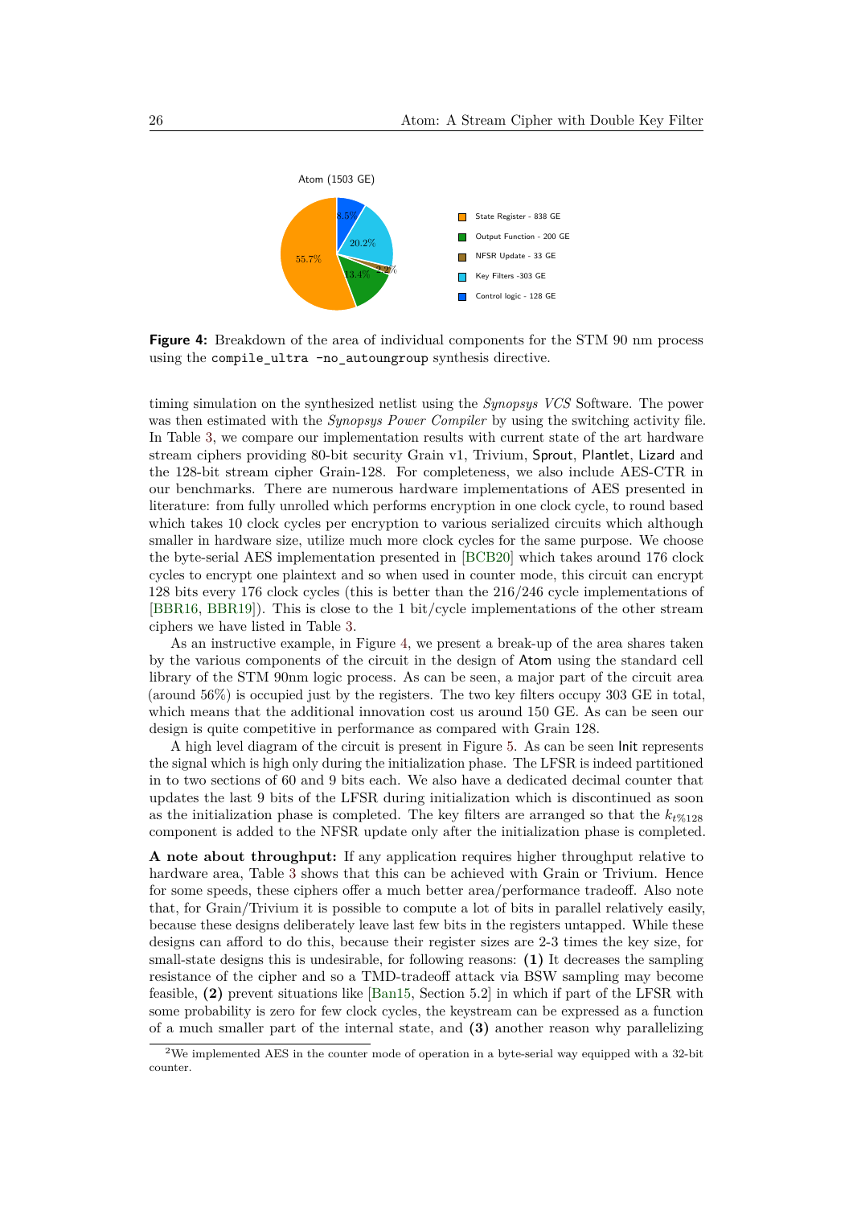Atom (1503 GE)

| Component | GE | Share |
|---|---|---|
| State Register | 838 GE | 55.7% |
| Output Function | 200 GE | 13.4% |
| NFSR Update | 33 GE | 2.2% |
| Key Filters | 303 GE | 20.2% |
| Control logic | 128 GE | 8.5% |

**Figure 4:** Breakdown of the area of individual components for the STM 90 nm process using the `compile_ultra -no_autoungroup` synthesis directive.

timing simulation on the synthesized netlist using the *Synopsys VCS* Software. The power was then estimated with the *Synopsys Power Compiler* by using the switching activity file. In Table 3, we compare our implementation results with current state of the art hardware stream ciphers providing 80-bit security Grain v1, Trivium, Sprout, Plantlet, Lizard and the 128-bit stream cipher Grain-128. For completeness, we also include AES-CTR in our benchmarks. There are numerous hardware implementations of AES presented in literature: from fully unrolled which performs encryption in one clock cycle, to round based which takes 10 clock cycles per encryption to various serialized circuits which although smaller in hardware size, utilize much more clock cycles for the same purpose. We choose the byte-serial AES implementation presented in [BCB20] which takes around 176 clock cycles to encrypt one plaintext and so when used in counter mode, this circuit can encrypt 128 bits every 176 clock cycles (this is better than the 216/246 cycle implementations of [BBR16, BBR19]). This is close to the 1 bit/cycle implementations of the other stream ciphers we have listed in Table 3.

As an instructive example, in Figure 4, we present a break-up of the area shares taken by the various components of the circuit in the design of Atom using the standard cell library of the STM 90nm logic process. As can be seen, a major part of the circuit area (around 56%) is occupied just by the registers. The two key filters occupy 303 GE in total, which means that the additional innovation cost us around 150 GE. As can be seen our design is quite competitive in performance as compared with Grain 128.

A high level diagram of the circuit is present in Figure 5. As can be seen Init represents the signal which is high only during the initialization phase. The LFSR is indeed partitioned in to two sections of 60 and 9 bits each. We also have a dedicated decimal counter that updates the last 9 bits of the LFSR during initialization which is discontinued as soon as the initialization phase is completed. The key filters are arranged so that the $k_{t\%128}$ component is added to the NFSR update only after the initialization phase is completed.

**A note about throughput:** If any application requires higher throughput relative to hardware area, Table 3 shows that this can be achieved with Grain or Trivium. Hence for some speeds, these ciphers offer a much better area/performance tradeoff. Also note that, for Grain/Trivium it is possible to compute a lot of bits in parallel relatively easily, because these designs deliberately leave last few bits in the registers untapped. While these designs can afford to do this, because their register sizes are 2-3 times the key size, for small-state designs this is undesirable, for following reasons: **(1)** It decreases the sampling resistance of the cipher and so a TMD-tradeoff attack via BSW sampling may become feasible, **(2)** prevent situations like [Ban15, Section 5.2] in which if part of the LFSR with some probability is zero for few clock cycles, the keystream can be expressed as a function of a much smaller part of the internal state, and **(3)** another reason why parallelizing

[2]We implemented AES in the counter mode of operation in a byte-serial way equipped with a 32-bit counter.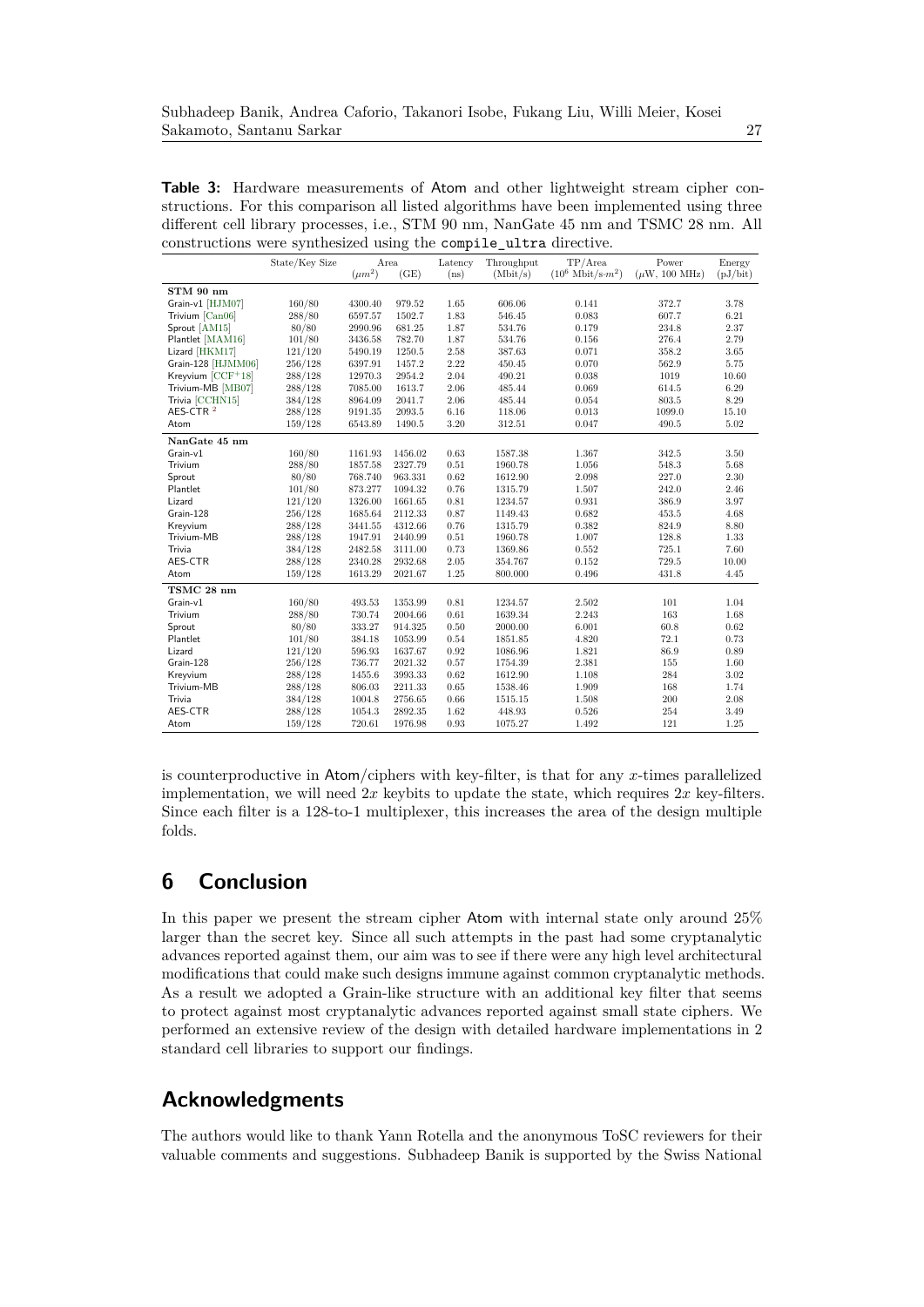**Table 3:** Hardware measurements of Atom and other lightweight stream cipher constructions. For this comparison all listed algorithms have been implemented using three different cell library processes, i.e., STM 90 nm, NanGate 45 nm and TSMC 28 nm. All constructions were synthesized using the `compile_ultra` directive.

| | State/Key Size | Area | | Latency | Throughput | TP/Area | Power | Energy |
|---|---|---|---|---|---|---|---|---|
| | | ($\mu m^2$) | (GE) | (ns) | (Mbit/s) | ($10^6$ Mbit/s·$m^2$) | ($\mu$W, 100 MHz) | (pJ/bit) |
| **STM 90 nm** | | | | | | | | |
| Grain-v1 [HJM07] | 160/80 | 4300.40 | 979.52 | 1.65 | 606.06 | 0.141 | 372.7 | 3.78 |
| Trivium [Can06] | 288/80 | 6597.57 | 1502.7 | 1.83 | 546.45 | 0.083 | 607.7 | 6.21 |
| Sprout [AM15] | 80/80 | 2990.96 | 681.25 | 1.87 | 534.76 | 0.179 | 234.8 | 2.37 |
| Plantlet [MAM16] | 101/80 | 3436.58 | 782.70 | 1.87 | 534.76 | 0.156 | 276.4 | 2.79 |
| Lizard [HKM17] | 121/120 | 5490.19 | 1250.5 | 2.58 | 387.63 | 0.071 | 358.2 | 3.65 |
| Grain-128 [HJMM06] | 256/128 | 6397.91 | 1457.2 | 2.22 | 450.45 | 0.070 | 562.9 | 5.75 |
| Kreyvium [CCF+18] | 288/128 | 12970.3 | 2954.2 | 2.04 | 490.21 | 0.038 | 1019 | 10.60 |
| Trivium-MB [MB07] | 288/128 | 7085.00 | 1613.7 | 2.06 | 485.44 | 0.069 | 614.5 | 6.29 |
| Trivia [CCHN15] | 384/128 | 8964.09 | 2041.7 | 2.06 | 485.44 | 0.054 | 803.5 | 8.29 |
| AES-CTR [2] | 288/128 | 9191.35 | 2093.5 | 6.16 | 118.06 | 0.013 | 1099.0 | 15.10 |
| Atom | 159/128 | 6543.89 | 1490.5 | 3.20 | 312.51 | 0.047 | 490.5 | 5.02 |
| **NanGate 45 nm** | | | | | | | | |
| Grain-v1 | 160/80 | 1161.93 | 1456.02 | 0.63 | 1587.38 | 1.367 | 342.5 | 3.50 |
| Trivium | 288/80 | 1857.58 | 2327.79 | 0.51 | 1960.78 | 1.056 | 548.3 | 5.68 |
| Sprout | 80/80 | 768.740 | 963.331 | 0.62 | 1612.90 | 2.098 | 227.0 | 2.30 |
| Plantlet | 101/80 | 873.277 | 1094.32 | 0.76 | 1315.79 | 1.507 | 242.0 | 2.46 |
| Lizard | 121/120 | 1326.00 | 1661.65 | 0.81 | 1234.57 | 0.931 | 386.9 | 3.97 |
| Grain-128 | 256/128 | 1685.64 | 2112.33 | 0.87 | 1149.43 | 0.682 | 453.5 | 4.68 |
| Kreyvium | 288/128 | 3441.55 | 4312.66 | 0.76 | 1315.79 | 0.382 | 824.9 | 8.80 |
| Trivium-MB | 288/128 | 1947.91 | 2440.99 | 0.51 | 1960.78 | 1.007 | 128.8 | 1.33 |
| Trivia | 384/128 | 2482.58 | 3111.00 | 0.73 | 1369.86 | 0.552 | 725.1 | 7.60 |
| AES-CTR | 288/128 | 2340.28 | 2932.68 | 2.05 | 354.767 | 0.152 | 729.5 | 10.00 |
| Atom | 159/128 | 1613.29 | 2021.67 | 1.25 | 800.000 | 0.496 | 431.8 | 4.45 |
| **TSMC 28 nm** | | | | | | | | |
| Grain-v1 | 160/80 | 493.53 | 1353.99 | 0.81 | 1234.57 | 2.502 | 101 | 1.04 |
| Trivium | 288/80 | 730.74 | 2004.66 | 0.61 | 1639.34 | 2.243 | 163 | 1.68 |
| Sprout | 80/80 | 333.27 | 914.325 | 0.50 | 2000.00 | 6.001 | 60.8 | 0.62 |
| Plantlet | 101/80 | 384.18 | 1053.99 | 0.54 | 1851.85 | 4.820 | 72.1 | 0.73 |
| Lizard | 121/120 | 596.93 | 1637.67 | 0.92 | 1086.96 | 1.821 | 86.9 | 0.89 |
| Grain-128 | 256/128 | 736.77 | 2021.32 | 0.57 | 1754.39 | 2.381 | 155 | 1.60 |
| Kreyvium | 288/128 | 1455.6 | 3993.33 | 0.62 | 1612.90 | 1.108 | 284 | 3.02 |
| Trivium-MB | 288/128 | 806.03 | 2211.33 | 0.65 | 1538.46 | 1.909 | 168 | 1.74 |
| Trivia | 384/128 | 1004.8 | 2756.65 | 0.66 | 1515.15 | 1.508 | 200 | 2.08 |
| AES-CTR | 288/128 | 1054.3 | 2892.35 | 1.62 | 448.93 | 0.526 | 254 | 3.49 |
| Atom | 159/128 | 720.61 | 1976.98 | 0.93 | 1075.27 | 1.492 | 121 | 1.25 |

is counterproductive in Atom/ciphers with key-filter, is that for any $x$-times parallelized implementation, we will need $2x$ keybits to update the state, which requires $2x$ key-filters. Since each filter is a 128-to-1 multiplexer, this increases the area of the design multiple folds.

# 6 Conclusion

In this paper we present the stream cipher Atom with internal state only around 25% larger than the secret key. Since all such attempts in the past had some cryptanalytic advances reported against them, our aim was to see if there were any high level architectural modifications that could make such designs immune against common cryptanalytic methods. As a result we adopted a Grain-like structure with an additional key filter that seems to protect against most cryptanalytic advances reported against small state ciphers. We performed an extensive review of the design with detailed hardware implementations in 2 standard cell libraries to support our findings.

# Acknowledgments

The authors would like to thank Yann Rotella and the anonymous ToSC reviewers for their valuable comments and suggestions. Subhadeep Banik is supported by the Swiss National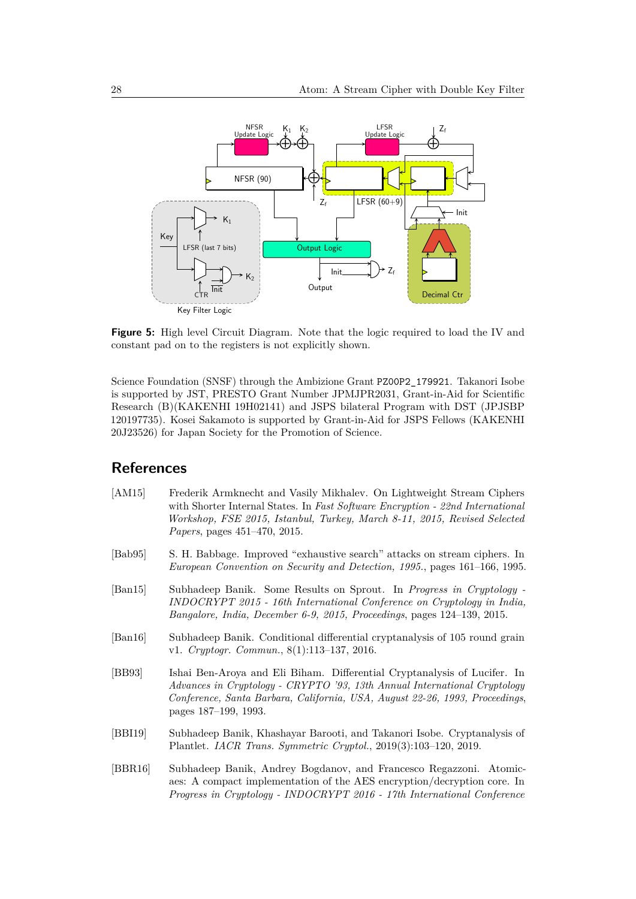**Figure 5:** High level Circuit Diagram. Note that the logic required to load the IV and constant pad on to the registers is not explicitly shown.

Science Foundation (SNSF) through the Ambizione Grant PZ00P2_179921. Takanori Isobe is supported by JST, PRESTO Grant Number JPMJPR2031, Grant-in-Aid for Scientific Research (B)(KAKENHI 19H02141) and JSPS bilateral Program with DST (JPJSBP 120197735). Kosei Sakamoto is supported by Grant-in-Aid for JSPS Fellows (KAKENHI 20J23526) for Japan Society for the Promotion of Science.

## References

[AM15] Frederik Armknecht and Vasily Mikhalev. On Lightweight Stream Ciphers with Shorter Internal States. In *Fast Software Encryption - 22nd International Workshop, FSE 2015, Istanbul, Turkey, March 8-11, 2015, Revised Selected Papers*, pages 451–470, 2015.

[Bab95] S. H. Babbage. Improved "exhaustive search" attacks on stream ciphers. In *European Convention on Security and Detection, 1995.*, pages 161–166, 1995.

[Ban15] Subhadeep Banik. Some Results on Sprout. In *Progress in Cryptology - INDOCRYPT 2015 - 16th International Conference on Cryptology in India, Bangalore, India, December 6-9, 2015, Proceedings*, pages 124–139, 2015.

[Ban16] Subhadeep Banik. Conditional differential cryptanalysis of 105 round grain v1. *Cryptogr. Commun.*, 8(1):113–137, 2016.

[BB93] Ishai Ben-Aroya and Eli Biham. Differential Cryptanalysis of Lucifer. In *Advances in Cryptology - CRYPTO '93, 13th Annual International Cryptology Conference, Santa Barbara, California, USA, August 22-26, 1993, Proceedings*, pages 187–199, 1993.

[BBI19] Subhadeep Banik, Khashayar Barooti, and Takanori Isobe. Cryptanalysis of Plantlet. *IACR Trans. Symmetric Cryptol.*, 2019(3):103–120, 2019.

[BBR16] Subhadeep Banik, Andrey Bogdanov, and Francesco Regazzoni. Atomic-aes: A compact implementation of the AES encryption/decryption core. In *Progress in Cryptology - INDOCRYPT 2016 - 17th International Conference*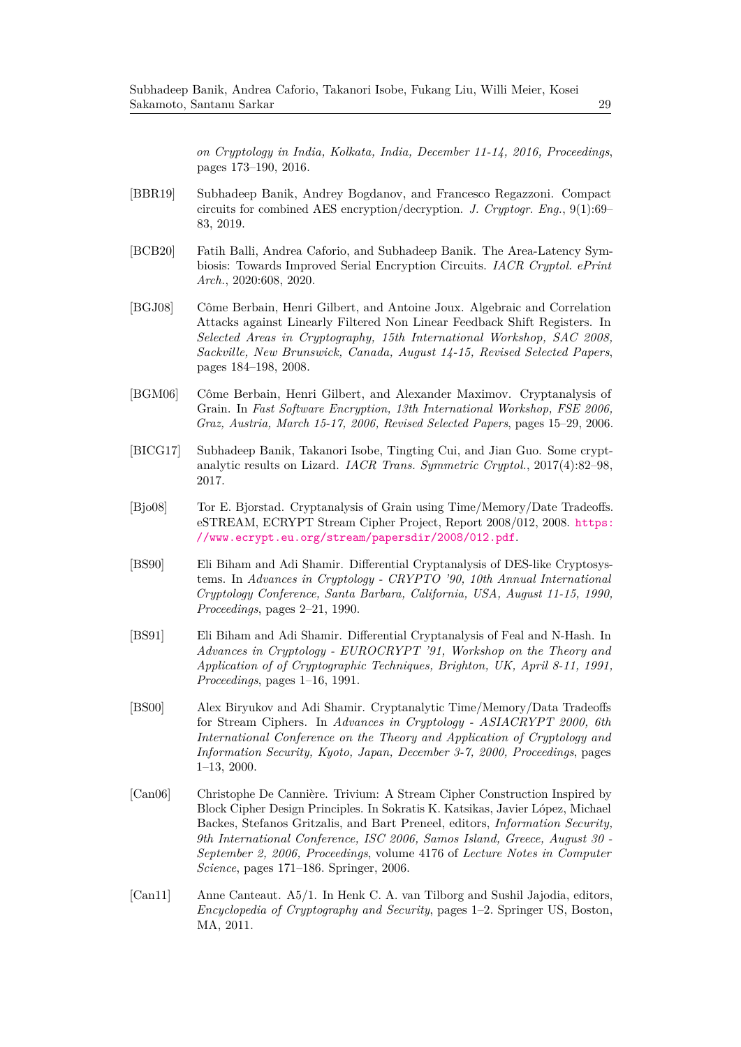*on Cryptology in India, Kolkata, India, December 11-14, 2016, Proceedings*, pages 173–190, 2016.

[BBR19] Subhadeep Banik, Andrey Bogdanov, and Francesco Regazzoni. Compact circuits for combined AES encryption/decryption. *J. Cryptogr. Eng.*, 9(1):69–83, 2019.

[BCB20] Fatih Balli, Andrea Caforio, and Subhadeep Banik. The Area-Latency Symbiosis: Towards Improved Serial Encryption Circuits. *IACR Cryptol. ePrint Arch.*, 2020:608, 2020.

[BGJ08] Côme Berbain, Henri Gilbert, and Antoine Joux. Algebraic and Correlation Attacks against Linearly Filtered Non Linear Feedback Shift Registers. In *Selected Areas in Cryptography, 15th International Workshop, SAC 2008, Sackville, New Brunswick, Canada, August 14-15, Revised Selected Papers*, pages 184–198, 2008.

[BGM06] Côme Berbain, Henri Gilbert, and Alexander Maximov. Cryptanalysis of Grain. In *Fast Software Encryption, 13th International Workshop, FSE 2006, Graz, Austria, March 15-17, 2006, Revised Selected Papers*, pages 15–29, 2006.

[BICG17] Subhadeep Banik, Takanori Isobe, Tingting Cui, and Jian Guo. Some cryptanalytic results on Lizard. *IACR Trans. Symmetric Cryptol.*, 2017(4):82–98, 2017.

[Bjo08] Tor E. Bjorstad. Cryptanalysis of Grain using Time/Memory/Date Tradeoffs. eSTREAM, ECRYPT Stream Cipher Project, Report 2008/012, 2008. https://www.ecrypt.eu.org/stream/papersdir/2008/012.pdf.

[BS90] Eli Biham and Adi Shamir. Differential Cryptanalysis of DES-like Cryptosystems. In *Advances in Cryptology - CRYPTO '90, 10th Annual International Cryptology Conference, Santa Barbara, California, USA, August 11-15, 1990, Proceedings*, pages 2–21, 1990.

[BS91] Eli Biham and Adi Shamir. Differential Cryptanalysis of Feal and N-Hash. In *Advances in Cryptology - EUROCRYPT '91, Workshop on the Theory and Application of of Cryptographic Techniques, Brighton, UK, April 8-11, 1991, Proceedings*, pages 1–16, 1991.

[BS00] Alex Biryukov and Adi Shamir. Cryptanalytic Time/Memory/Data Tradeoffs for Stream Ciphers. In *Advances in Cryptology - ASIACRYPT 2000, 6th International Conference on the Theory and Application of Cryptology and Information Security, Kyoto, Japan, December 3-7, 2000, Proceedings*, pages 1–13, 2000.

[Can06] Christophe De Cannière. Trivium: A Stream Cipher Construction Inspired by Block Cipher Design Principles. In Sokratis K. Katsikas, Javier López, Michael Backes, Stefanos Gritzalis, and Bart Preneel, editors, *Information Security, 9th International Conference, ISC 2006, Samos Island, Greece, August 30 - September 2, 2006, Proceedings*, volume 4176 of *Lecture Notes in Computer Science*, pages 171–186. Springer, 2006.

[Can11] Anne Canteaut. A5/1. In Henk C. A. van Tilborg and Sushil Jajodia, editors, *Encyclopedia of Cryptography and Security*, pages 1–2. Springer US, Boston, MA, 2011.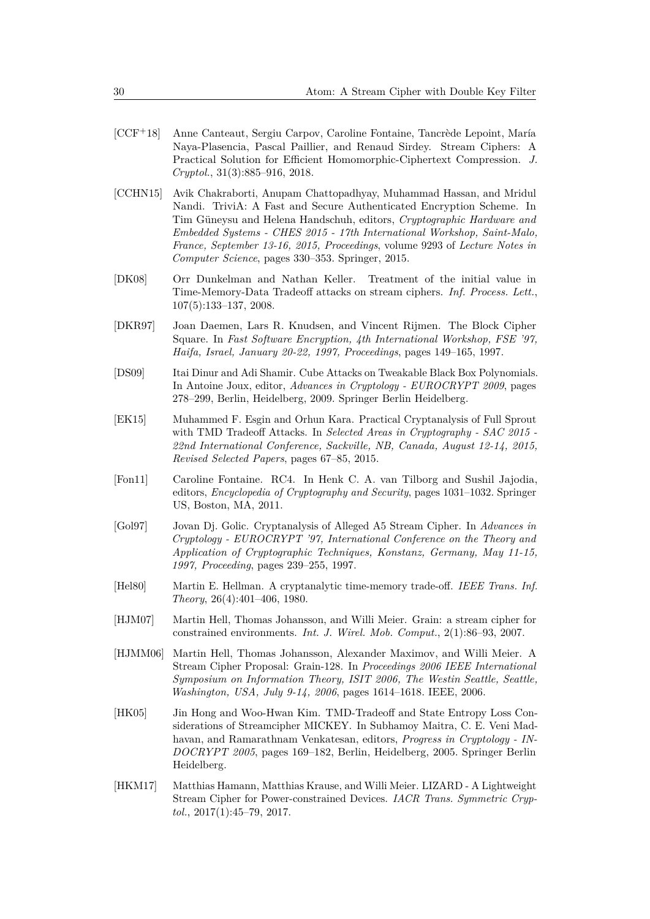[CCF+18] Anne Canteaut, Sergiu Carpov, Caroline Fontaine, Tancrède Lepoint, María Naya-Plasencia, Pascal Paillier, and Renaud Sirdey. Stream Ciphers: A Practical Solution for Efficient Homomorphic-Ciphertext Compression. *J. Cryptol.*, 31(3):885–916, 2018.

[CCHN15] Avik Chakraborti, Anupam Chattopadhyay, Muhammad Hassan, and Mridul Nandi. TriviA: A Fast and Secure Authenticated Encryption Scheme. In Tim Güneysu and Helena Handschuh, editors, *Cryptographic Hardware and Embedded Systems - CHES 2015 - 17th International Workshop, Saint-Malo, France, September 13-16, 2015, Proceedings*, volume 9293 of *Lecture Notes in Computer Science*, pages 330–353. Springer, 2015.

[DK08] Orr Dunkelman and Nathan Keller. Treatment of the initial value in Time-Memory-Data Tradeoff attacks on stream ciphers. *Inf. Process. Lett.*, 107(5):133–137, 2008.

[DKR97] Joan Daemen, Lars R. Knudsen, and Vincent Rijmen. The Block Cipher Square. In *Fast Software Encryption, 4th International Workshop, FSE '97, Haifa, Israel, January 20-22, 1997, Proceedings*, pages 149–165, 1997.

[DS09] Itai Dinur and Adi Shamir. Cube Attacks on Tweakable Black Box Polynomials. In Antoine Joux, editor, *Advances in Cryptology - EUROCRYPT 2009*, pages 278–299, Berlin, Heidelberg, 2009. Springer Berlin Heidelberg.

[EK15] Muhammed F. Esgin and Orhun Kara. Practical Cryptanalysis of Full Sprout with TMD Tradeoff Attacks. In *Selected Areas in Cryptography - SAC 2015 - 22nd International Conference, Sackville, NB, Canada, August 12-14, 2015, Revised Selected Papers*, pages 67–85, 2015.

[Fon11] Caroline Fontaine. RC4. In Henk C. A. van Tilborg and Sushil Jajodia, editors, *Encyclopedia of Cryptography and Security*, pages 1031–1032. Springer US, Boston, MA, 2011.

[Gol97] Jovan Dj. Golic. Cryptanalysis of Alleged A5 Stream Cipher. In *Advances in Cryptology - EUROCRYPT '97, International Conference on the Theory and Application of Cryptographic Techniques, Konstanz, Germany, May 11-15, 1997, Proceeding*, pages 239–255, 1997.

[Hel80] Martin E. Hellman. A cryptanalytic time-memory trade-off. *IEEE Trans. Inf. Theory*, 26(4):401–406, 1980.

[HJM07] Martin Hell, Thomas Johansson, and Willi Meier. Grain: a stream cipher for constrained environments. *Int. J. Wirel. Mob. Comput.*, 2(1):86–93, 2007.

[HJMM06] Martin Hell, Thomas Johansson, Alexander Maximov, and Willi Meier. A Stream Cipher Proposal: Grain-128. In *Proceedings 2006 IEEE International Symposium on Information Theory, ISIT 2006, The Westin Seattle, Seattle, Washington, USA, July 9-14, 2006*, pages 1614–1618. IEEE, 2006.

[HK05] Jin Hong and Woo-Hwan Kim. TMD-Tradeoff and State Entropy Loss Considerations of Streamcipher MICKEY. In Subhamoy Maitra, C. E. Veni Madhavan, and Ramarathnam Venkatesan, editors, *Progress in Cryptology - INDOCRYPT 2005*, pages 169–182, Berlin, Heidelberg, 2005. Springer Berlin Heidelberg.

[HKM17] Matthias Hamann, Matthias Krause, and Willi Meier. LIZARD - A Lightweight Stream Cipher for Power-constrained Devices. *IACR Trans. Symmetric Cryptol.*, 2017(1):45–79, 2017.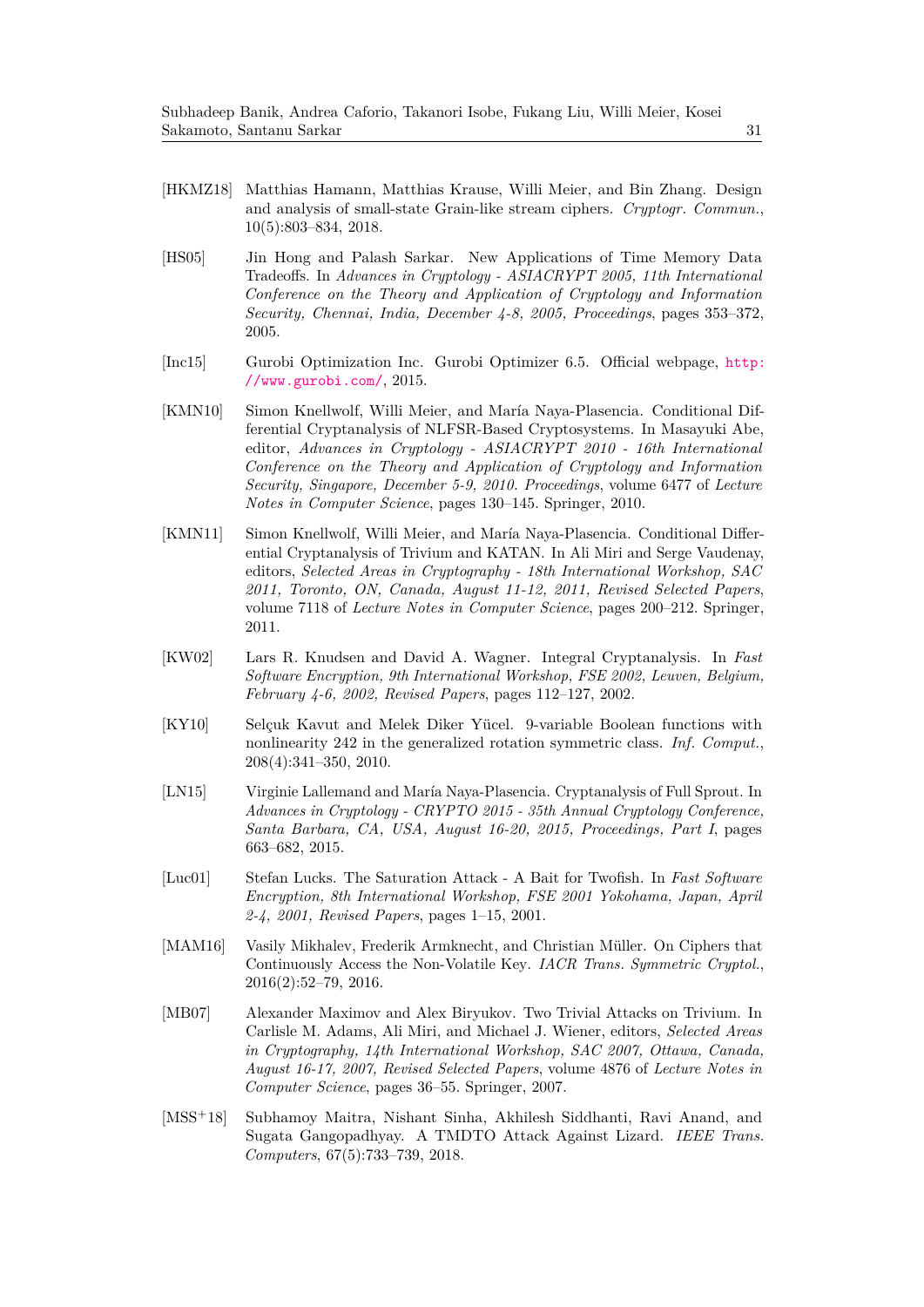[HKMZ18] Matthias Hamann, Matthias Krause, Willi Meier, and Bin Zhang. Design and analysis of small-state Grain-like stream ciphers. *Cryptogr. Commun.*, 10(5):803–834, 2018.

[HS05] Jin Hong and Palash Sarkar. New Applications of Time Memory Data Tradeoffs. In *Advances in Cryptology - ASIACRYPT 2005, 11th International Conference on the Theory and Application of Cryptology and Information Security, Chennai, India, December 4-8, 2005, Proceedings*, pages 353–372, 2005.

[Inc15] Gurobi Optimization Inc. Gurobi Optimizer 6.5. Official webpage, http://www.gurobi.com/, 2015.

[KMN10] Simon Knellwolf, Willi Meier, and María Naya-Plasencia. Conditional Differential Cryptanalysis of NLFSR-Based Cryptosystems. In Masayuki Abe, editor, *Advances in Cryptology - ASIACRYPT 2010 - 16th International Conference on the Theory and Application of Cryptology and Information Security, Singapore, December 5-9, 2010. Proceedings*, volume 6477 of *Lecture Notes in Computer Science*, pages 130–145. Springer, 2010.

[KMN11] Simon Knellwolf, Willi Meier, and María Naya-Plasencia. Conditional Differential Cryptanalysis of Trivium and KATAN. In Ali Miri and Serge Vaudenay, editors, *Selected Areas in Cryptography - 18th International Workshop, SAC 2011, Toronto, ON, Canada, August 11-12, 2011, Revised Selected Papers*, volume 7118 of *Lecture Notes in Computer Science*, pages 200–212. Springer, 2011.

[KW02] Lars R. Knudsen and David A. Wagner. Integral Cryptanalysis. In *Fast Software Encryption, 9th International Workshop, FSE 2002, Leuven, Belgium, February 4-6, 2002, Revised Papers*, pages 112–127, 2002.

[KY10] Selçuk Kavut and Melek Diker Yücel. 9-variable Boolean functions with nonlinearity 242 in the generalized rotation symmetric class. *Inf. Comput.*, 208(4):341–350, 2010.

[LN15] Virginie Lallemand and María Naya-Plasencia. Cryptanalysis of Full Sprout. In *Advances in Cryptology - CRYPTO 2015 - 35th Annual Cryptology Conference, Santa Barbara, CA, USA, August 16-20, 2015, Proceedings, Part I*, pages 663–682, 2015.

[Luc01] Stefan Lucks. The Saturation Attack - A Bait for Twofish. In *Fast Software Encryption, 8th International Workshop, FSE 2001 Yokohama, Japan, April 2-4, 2001, Revised Papers*, pages 1–15, 2001.

[MAM16] Vasily Mikhalev, Frederik Armknecht, and Christian Müller. On Ciphers that Continuously Access the Non-Volatile Key. *IACR Trans. Symmetric Cryptol.*, 2016(2):52–79, 2016.

[MB07] Alexander Maximov and Alex Biryukov. Two Trivial Attacks on Trivium. In Carlisle M. Adams, Ali Miri, and Michael J. Wiener, editors, *Selected Areas in Cryptography, 14th International Workshop, SAC 2007, Ottawa, Canada, August 16-17, 2007, Revised Selected Papers*, volume 4876 of *Lecture Notes in Computer Science*, pages 36–55. Springer, 2007.

[MSS+18] Subhamoy Maitra, Nishant Sinha, Akhilesh Siddhanti, Ravi Anand, and Sugata Gangopadhyay. A TMDTO Attack Against Lizard. *IEEE Trans. Computers*, 67(5):733–739, 2018.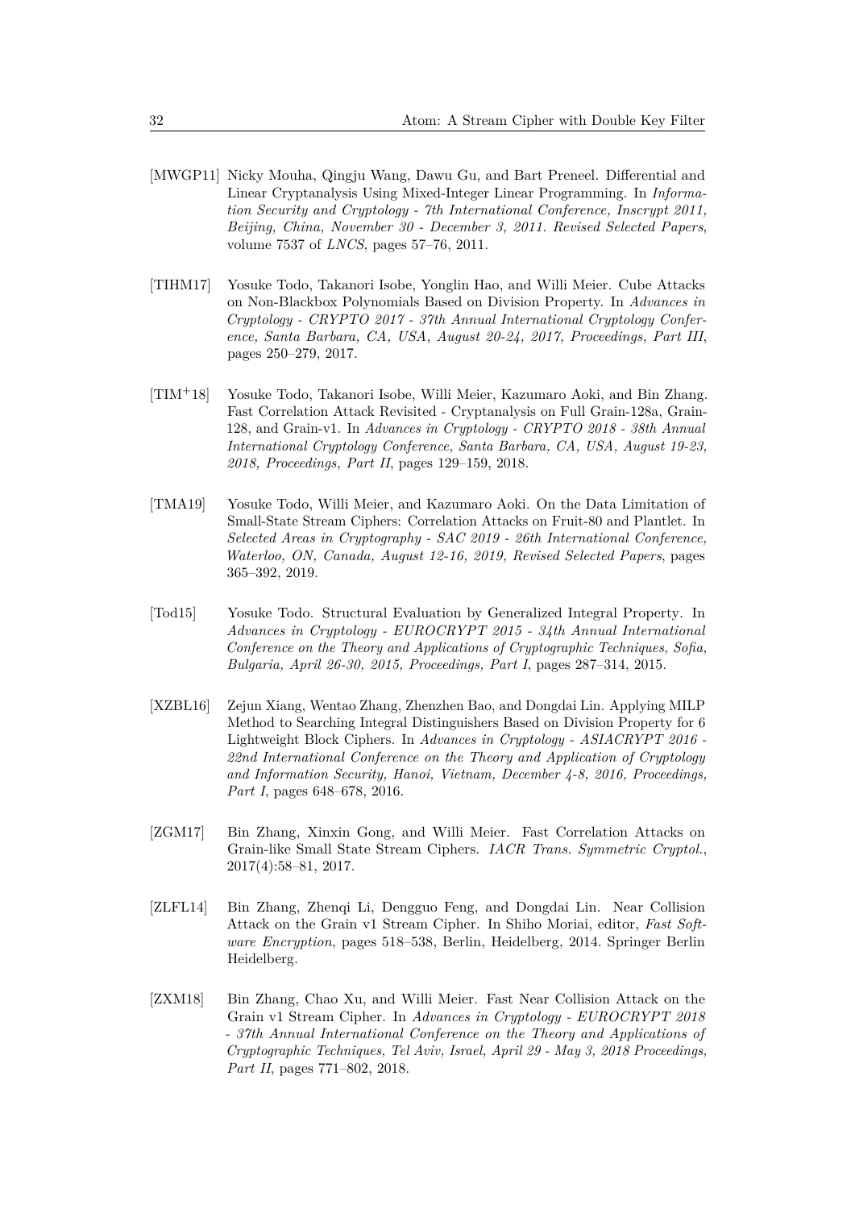[MWGP11] Nicky Mouha, Qingju Wang, Dawu Gu, and Bart Preneel. Differential and Linear Cryptanalysis Using Mixed-Integer Linear Programming. In *Information Security and Cryptology - 7th International Conference, Inscrypt 2011, Beijing, China, November 30 - December 3, 2011. Revised Selected Papers*, volume 7537 of *LNCS*, pages 57–76, 2011.

[TIHM17] Yosuke Todo, Takanori Isobe, Yonglin Hao, and Willi Meier. Cube Attacks on Non-Blackbox Polynomials Based on Division Property. In *Advances in Cryptology - CRYPTO 2017 - 37th Annual International Cryptology Conference, Santa Barbara, CA, USA, August 20-24, 2017, Proceedings, Part III*, pages 250–279, 2017.

[TIM+18] Yosuke Todo, Takanori Isobe, Willi Meier, Kazumaro Aoki, and Bin Zhang. Fast Correlation Attack Revisited - Cryptanalysis on Full Grain-128a, Grain-128, and Grain-v1. In *Advances in Cryptology - CRYPTO 2018 - 38th Annual International Cryptology Conference, Santa Barbara, CA, USA, August 19-23, 2018, Proceedings, Part II*, pages 129–159, 2018.

[TMA19] Yosuke Todo, Willi Meier, and Kazumaro Aoki. On the Data Limitation of Small-State Stream Ciphers: Correlation Attacks on Fruit-80 and Plantlet. In *Selected Areas in Cryptography - SAC 2019 - 26th International Conference, Waterloo, ON, Canada, August 12-16, 2019, Revised Selected Papers*, pages 365–392, 2019.

[Tod15] Yosuke Todo. Structural Evaluation by Generalized Integral Property. In *Advances in Cryptology - EUROCRYPT 2015 - 34th Annual International Conference on the Theory and Applications of Cryptographic Techniques, Sofia, Bulgaria, April 26-30, 2015, Proceedings, Part I*, pages 287–314, 2015.

[XZBL16] Zejun Xiang, Wentao Zhang, Zhenzhen Bao, and Dongdai Lin. Applying MILP Method to Searching Integral Distinguishers Based on Division Property for 6 Lightweight Block Ciphers. In *Advances in Cryptology - ASIACRYPT 2016 - 22nd International Conference on the Theory and Application of Cryptology and Information Security, Hanoi, Vietnam, December 4-8, 2016, Proceedings, Part I*, pages 648–678, 2016.

[ZGM17] Bin Zhang, Xinxin Gong, and Willi Meier. Fast Correlation Attacks on Grain-like Small State Stream Ciphers. *IACR Trans. Symmetric Cryptol.*, 2017(4):58–81, 2017.

[ZLFL14] Bin Zhang, Zhenqi Li, Dengguo Feng, and Dongdai Lin. Near Collision Attack on the Grain v1 Stream Cipher. In Shiho Moriai, editor, *Fast Software Encryption*, pages 518–538, Berlin, Heidelberg, 2014. Springer Berlin Heidelberg.

[ZXM18] Bin Zhang, Chao Xu, and Willi Meier. Fast Near Collision Attack on the Grain v1 Stream Cipher. In *Advances in Cryptology - EUROCRYPT 2018 - 37th Annual International Conference on the Theory and Applications of Cryptographic Techniques, Tel Aviv, Israel, April 29 - May 3, 2018 Proceedings, Part II*, pages 771–802, 2018.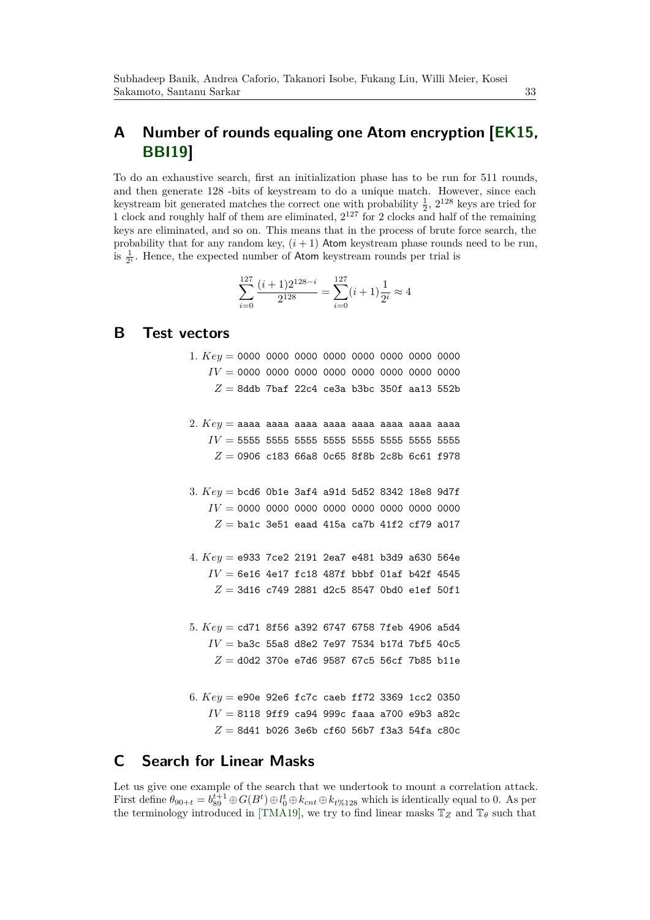# A Number of rounds equaling one Atom encryption [EK15, BBI19]

To do an exhaustive search, first an initialization phase has to be run for 511 rounds, and then generate 128 -bits of keystream to do a unique match. However, since each keystream bit generated matches the correct one with probability $\frac{1}{2}$, $2^{128}$ keys are tried for 1 clock and roughly half of them are eliminated, $2^{127}$ for 2 clocks and half of the remaining keys are eliminated, and so on. This means that in the process of brute force search, the probability that for any random key, $(i+1)$ Atom keystream phase rounds need to be run, is $\frac{1}{2^i}$. Hence, the expected number of Atom keystream rounds per trial is

$$\sum_{i=0}^{127} \frac{(i+1)2^{128-i}}{2^{128}} = \sum_{i=0}^{127}(i+1)\frac{1}{2^i} \approx 4$$

# B Test vectors

1. $Key =$ `0000 0000 0000 0000 0000 0000 0000 0000`
   $IV =$ `0000 0000 0000 0000 0000 0000 0000 0000`
   $Z =$ `8ddb 7baf 22c4 ce3a b3bc 350f aa13 552b`

2. $Key =$ `aaaa aaaa aaaa aaaa aaaa aaaa aaaa aaaa`
   $IV =$ `5555 5555 5555 5555 5555 5555 5555 5555`
   $Z =$ `0906 c183 66a8 0c65 8f8b 2c8b 6c61 f978`

3. $Key =$ `bcd6 0b1e 3af4 a91d 5d52 8342 18e8 9d7f`
   $IV =$ `0000 0000 0000 0000 0000 0000 0000 0000`
   $Z =$ `ba1c 3e51 eaad 415a ca7b 41f2 cf79 a017`

4. $Key =$ `e933 7ce2 2191 2ea7 e481 b3d9 a630 564e`
   $IV =$ `6e16 4e17 fc18 487f bbbf 01af b42f 4545`
   $Z =$ `3d16 c749 2881 d2c5 8547 0bd0 e1ef 50f1`

5. $Key =$ `cd71 8f56 a392 6747 6758 7feb 4906 a5d4`
   $IV =$ `ba3c 55a8 d8e2 7e97 7534 b17d 7bf5 40c5`
   $Z =$ `d0d2 370e e7d6 9587 67c5 56cf 7b85 b11e`

6. $Key =$ `e90e 92e6 fc7c caeb ff72 3369 1cc2 0350`
   $IV =$ `8118 9ff9 ca94 999c faaa a700 e9b3 a82c`
   $Z =$ `8d41 b026 3e6b cf60 56b7 f3a3 54fa c80c`

# C Search for Linear Masks

Let us give one example of the search that we undertook to mount a correlation attack. First define $\theta_{90+t} = b_{89}^{t+1} \oplus G(B^t) \oplus l_0^t \oplus k_{cnt} \oplus k_{t\%128}$ which is identically equal to 0. As per the terminology introduced in [TMA19], we try to find linear masks $\mathbb{T}_Z$ and $\mathbb{T}_\theta$ such that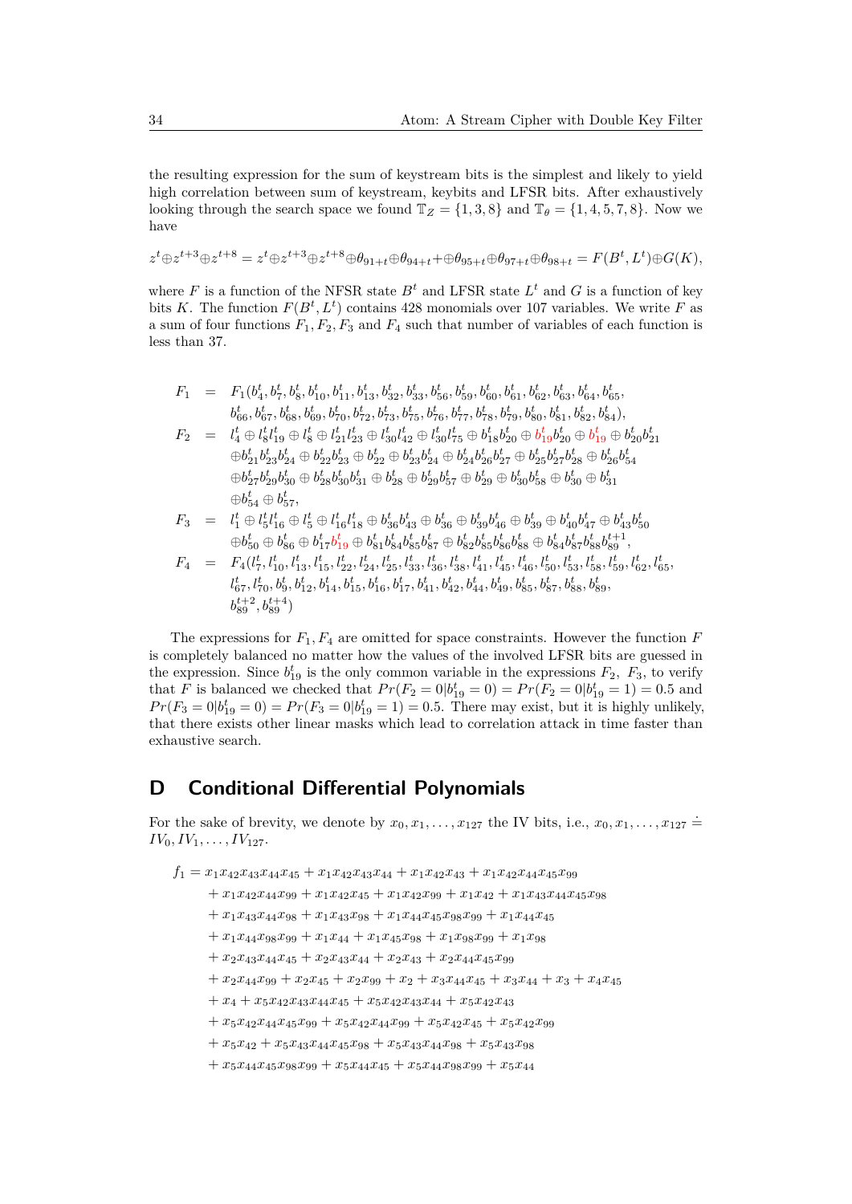the resulting expression for the sum of keystream bits is the simplest and likely to yield high correlation between sum of keystream, keybits and LFSR bits. After exhaustively looking through the search space we found $\mathbb{T}_Z = \{1, 3, 8\}$ and $\mathbb{T}_\theta = \{1, 4, 5, 7, 8\}$. Now we have

$$z^t \oplus z^{t+3} \oplus z^{t+8} = z^t \oplus z^{t+3} \oplus z^{t+8} \oplus \theta_{91+t} \oplus \theta_{94+t} + \oplus \theta_{95+t} \oplus \theta_{97+t} \oplus \theta_{98+t} = F(B^t, L^t) \oplus G(K),$$

where $F$ is a function of the NFSR state $B^t$ and LFSR state $L^t$ and $G$ is a function of key bits $K$. The function $F(B^t, L^t)$ contains 428 monomials over 107 variables. We write $F$ as a sum of four functions $F_1, F_2, F_3$ and $F_4$ such that number of variables of each function is less than 37.

$$
\begin{aligned}
F_1 &= F_1(b^t_4, b^t_7, b^t_8, b^t_{10}, b^t_{11}, b^t_{13}, b^t_{32}, b^t_{33}, b^t_{56}, b^t_{59}, b^t_{60}, b^t_{61}, b^t_{62}, b^t_{63}, b^t_{64}, b^t_{65},\\
&\quad b^t_{66}, b^t_{67}, b^t_{68}, b^t_{69}, b^t_{70}, b^t_{72}, b^t_{73}, b^t_{75}, b^t_{76}, b^t_{77}, b^t_{78}, b^t_{79}, b^t_{80}, b^t_{81}, b^t_{82}, b^t_{84}),\\
F_2 &= l^t_4 \oplus l^t_8 l^t_{19} \oplus l^t_8 \oplus l^t_{21} l^t_{23} \oplus l^t_{30} l^t_{42} \oplus l^t_{30} l^t_{75} \oplus b^t_{18} b^t_{20} \oplus b^t_{19} b^t_{20} \oplus b^t_{19} \oplus b^t_{20} b^t_{21}\\
&\quad \oplus b^t_{21} b^t_{23} b^t_{24} \oplus b^t_{22} b^t_{23} \oplus b^t_{22} \oplus b^t_{23} b^t_{24} \oplus b^t_{24} b^t_{26} b^t_{27} \oplus b^t_{25} b^t_{27} b^t_{28} \oplus b^t_{26} b^t_{54}\\
&\quad \oplus b^t_{27} b^t_{29} b^t_{30} \oplus b^t_{28} b^t_{30} b^t_{31} \oplus b^t_{28} \oplus b^t_{29} b^t_{57} \oplus b^t_{29} \oplus b^t_{30} b^t_{58} \oplus b^t_{30} \oplus b^t_{31}\\
&\quad \oplus b^t_{54} \oplus b^t_{57},\\
F_3 &= l^t_1 \oplus l^t_5 l^t_{16} \oplus l^t_5 \oplus l^t_{16} l^t_{18} \oplus b^t_{36} b^t_{43} \oplus b^t_{36} \oplus b^t_{39} b^t_{46} \oplus b^t_{39} \oplus b^t_{40} b^t_{47} \oplus b^t_{43} b^t_{50}\\
&\quad \oplus b^t_{50} \oplus b^t_{86} \oplus b^t_{17} b^t_{19} \oplus b^t_{81} b^t_{84} b^t_{85} b^t_{87} \oplus b^t_{82} b^t_{85} b^t_{86} b^t_{88} \oplus b^t_{84} b^t_{87} b^t_{88} b^{t+1}_{89},\\
F_4 &= F_4(l^t_7, l^t_{10}, l^t_{13}, l^t_{15}, l^t_{22}, l^t_{24}, l^t_{25}, l^t_{33}, l^t_{36}, l^t_{38}, l^t_{41}, l^t_{45}, l^t_{46}, l^t_{50}, l^t_{53}, l^t_{58}, l^t_{59}, l^t_{62}, l^t_{65},\\
&\quad l^t_{67}, l^t_{70}, b^t_9, b^t_{12}, b^t_{14}, b^t_{15}, b^t_{16}, b^t_{17}, b^t_{41}, b^t_{42}, b^t_{44}, b^t_{49}, b^t_{85}, b^t_{87}, b^t_{88}, b^t_{89},\\
&\quad b^{t+2}_{89}, b^{t+4}_{89})
\end{aligned}
$$

The expressions for $F_1, F_4$ are omitted for space constraints. However the function $F$ is completely balanced no matter how the values of the involved LFSR bits are guessed in the expression. Since $b^t_{19}$ is the only common variable in the expressions $F_2$, $F_3$, to verify that $F$ is balanced we checked that $Pr(F_2 = 0|b^t_{19} = 0) = Pr(F_2 = 0|b^t_{19} = 1) = 0.5$ and $Pr(F_3 = 0|b^t_{19} = 0) = Pr(F_3 = 0|b^t_{19} = 1) = 0.5$. There may exist, but it is highly unlikely, that there exists other linear masks which lead to correlation attack in time faster than exhaustive search.

# D Conditional Differential Polynomials

For the sake of brevity, we denote by $x_0, x_1, \ldots, x_{127}$ the IV bits, i.e., $x_0, x_1, \ldots, x_{127} \doteq IV_0, IV_1, \ldots, IV_{127}$.

$$
\begin{aligned}
f_1 = {} & x_1x_{42}x_{43}x_{44}x_{45} + x_1x_{42}x_{43}x_{44} + x_1x_{42}x_{43} + x_1x_{42}x_{44}x_{45}x_{99}\\
& + x_1x_{42}x_{44}x_{99} + x_1x_{42}x_{45} + x_1x_{42}x_{99} + x_1x_{42} + x_1x_{43}x_{44}x_{45}x_{98}\\
& + x_1x_{43}x_{44}x_{98} + x_1x_{43}x_{98} + x_1x_{44}x_{45}x_{98}x_{99} + x_1x_{44}x_{45}\\
& + x_1x_{44}x_{98}x_{99} + x_1x_{44} + x_1x_{45}x_{98} + x_1x_{98}x_{99} + x_1x_{98}\\
& + x_2x_{43}x_{44}x_{45} + x_2x_{43}x_{44} + x_2x_{43} + x_2x_{44}x_{45}x_{99}\\
& + x_2x_{44}x_{99} + x_2x_{45} + x_2x_{99} + x_2 + x_3x_{44}x_{45} + x_3x_{44} + x_3 + x_4x_{45}\\
& + x_4 + x_5x_{42}x_{43}x_{44}x_{45} + x_5x_{42}x_{43}x_{44} + x_5x_{42}x_{43}\\
& + x_5x_{42}x_{44}x_{45}x_{99} + x_5x_{42}x_{44}x_{99} + x_5x_{42}x_{45} + x_5x_{42}x_{99}\\
& + x_5x_{42} + x_5x_{43}x_{44}x_{45}x_{98} + x_5x_{43}x_{44}x_{98} + x_5x_{43}x_{98}\\
& + x_5x_{44}x_{45}x_{98}x_{99} + x_5x_{44}x_{45} + x_5x_{44}x_{98}x_{99} + x_5x_{44}
\end{aligned}
$$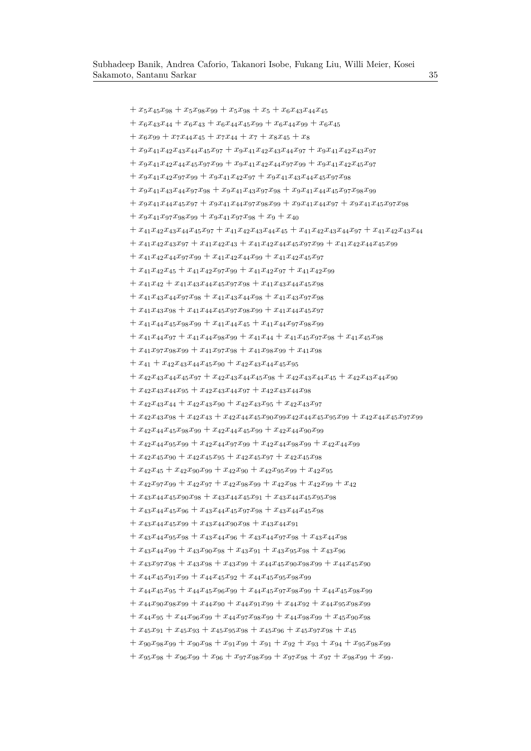$$
\begin{aligned}
&+ x_5x_{45}x_{98} + x_5x_{98}x_{99} + x_5x_{98} + x_5 + x_6x_{43}x_{44}x_{45} \\
&+ x_6x_{43}x_{44} + x_6x_{43} + x_6x_{44}x_{45}x_{99} + x_6x_{44}x_{99} + x_6x_{45} \\
&+ x_6x_{99} + x_7x_{44}x_{45} + x_7x_{44} + x_7 + x_8x_{45} + x_8 \\
&+ x_9x_{41}x_{42}x_{43}x_{44}x_{45}x_{97} + x_9x_{41}x_{42}x_{43}x_{44}x_{97} + x_9x_{41}x_{42}x_{43}x_{97} \\
&+ x_9x_{41}x_{42}x_{44}x_{45}x_{97}x_{99} + x_9x_{41}x_{42}x_{44}x_{97}x_{99} + x_9x_{41}x_{42}x_{45}x_{97} \\
&+ x_9x_{41}x_{42}x_{97}x_{99} + x_9x_{41}x_{42}x_{97} + x_9x_{41}x_{43}x_{44}x_{45}x_{97}x_{98} \\
&+ x_9x_{41}x_{43}x_{44}x_{97}x_{98} + x_9x_{41}x_{43}x_{97}x_{98} + x_9x_{41}x_{44}x_{45}x_{97}x_{98}x_{99} \\
&+ x_9x_{41}x_{44}x_{45}x_{97} + x_9x_{41}x_{44}x_{97}x_{98}x_{99} + x_9x_{41}x_{44}x_{97} + x_9x_{41}x_{45}x_{97}x_{98} \\
&+ x_9x_{41}x_{97}x_{98}x_{99} + x_9x_{41}x_{97}x_{98} + x_9 + x_{40} \\
&+ x_{41}x_{42}x_{43}x_{44}x_{45}x_{97} + x_{41}x_{42}x_{43}x_{44}x_{45} + x_{41}x_{42}x_{43}x_{44}x_{97} + x_{41}x_{42}x_{43}x_{44} \\
&+ x_{41}x_{42}x_{43}x_{97} + x_{41}x_{42}x_{43} + x_{41}x_{42}x_{44}x_{45}x_{97}x_{99} + x_{41}x_{42}x_{44}x_{45}x_{99} \\
&+ x_{41}x_{42}x_{44}x_{97}x_{99} + x_{41}x_{42}x_{44}x_{99} + x_{41}x_{42}x_{45}x_{97} \\
&+ x_{41}x_{42}x_{45} + x_{41}x_{42}x_{97}x_{99} + x_{41}x_{42}x_{97} + x_{41}x_{42}x_{99} \\
&+ x_{41}x_{42} + x_{41}x_{43}x_{44}x_{45}x_{97}x_{98} + x_{41}x_{43}x_{44}x_{45}x_{98} \\
&+ x_{41}x_{43}x_{44}x_{97}x_{98} + x_{41}x_{43}x_{44}x_{98} + x_{41}x_{43}x_{97}x_{98} \\
&+ x_{41}x_{43}x_{98} + x_{41}x_{44}x_{45}x_{97}x_{98}x_{99} + x_{41}x_{44}x_{45}x_{97} \\
&+ x_{41}x_{44}x_{45}x_{98}x_{99} + x_{41}x_{44}x_{45} + x_{41}x_{44}x_{97}x_{98}x_{99} \\
&+ x_{41}x_{44}x_{97} + x_{41}x_{44}x_{98}x_{99} + x_{41}x_{44} + x_{41}x_{45}x_{97}x_{98} + x_{41}x_{45}x_{98} \\
&+ x_{41}x_{97}x_{98}x_{99} + x_{41}x_{97}x_{98} + x_{41}x_{98}x_{99} + x_{41}x_{98} \\
&+ x_{41} + x_{42}x_{43}x_{44}x_{45}x_{90} + x_{42}x_{43}x_{44}x_{45}x_{95} \\
&+ x_{42}x_{43}x_{44}x_{45}x_{97} + x_{42}x_{43}x_{44}x_{45}x_{98} + x_{42}x_{43}x_{44}x_{45} + x_{42}x_{43}x_{44}x_{90} \\
&+ x_{42}x_{43}x_{44}x_{95} + x_{42}x_{43}x_{44}x_{97} + x_{42}x_{43}x_{44}x_{98} \\
&+ x_{42}x_{43}x_{44} + x_{42}x_{43}x_{90} + x_{42}x_{43}x_{95} + x_{42}x_{43}x_{97} \\
&+ x_{42}x_{43}x_{98} + x_{42}x_{43} + x_{42}x_{44}x_{45}x_{90}x_{99}x_{42}x_{44}x_{45}x_{95}x_{99} + x_{42}x_{44}x_{45}x_{97}x_{99} \\
&+ x_{42}x_{44}x_{45}x_{98}x_{99} + x_{42}x_{44}x_{45}x_{99} + x_{42}x_{44}x_{90}x_{99} \\
&+ x_{42}x_{44}x_{95}x_{99} + x_{42}x_{44}x_{97}x_{99} + x_{42}x_{44}x_{98}x_{99} + x_{42}x_{44}x_{99} \\
&+ x_{42}x_{45}x_{90} + x_{42}x_{45}x_{95} + x_{42}x_{45}x_{97} + x_{42}x_{45}x_{98} \\
&+ x_{42}x_{45} + x_{42}x_{90}x_{99} + x_{42}x_{90} + x_{42}x_{95}x_{99} + x_{42}x_{95} \\
&+ x_{42}x_{97}x_{99} + x_{42}x_{97} + x_{42}x_{98}x_{99} + x_{42}x_{98} + x_{42}x_{99} + x_{42} \\
&+ x_{43}x_{44}x_{45}x_{90}x_{98} + x_{43}x_{44}x_{45}x_{91} + x_{43}x_{44}x_{45}x_{95}x_{98} \\
&+ x_{43}x_{44}x_{45}x_{96} + x_{43}x_{44}x_{45}x_{97}x_{98} + x_{43}x_{44}x_{45}x_{98} \\
&+ x_{43}x_{44}x_{45}x_{99} + x_{43}x_{44}x_{90}x_{98} + x_{43}x_{44}x_{91} \\
&+ x_{43}x_{44}x_{95}x_{98} + x_{43}x_{44}x_{96} + x_{43}x_{44}x_{97}x_{98} + x_{43}x_{44}x_{98} \\
&+ x_{43}x_{44}x_{99} + x_{43}x_{90}x_{98} + x_{43}x_{91} + x_{43}x_{95}x_{98} + x_{43}x_{96} \\
&+ x_{43}x_{97}x_{98} + x_{43}x_{98} + x_{43}x_{99} + x_{44}x_{45}x_{90}x_{98}x_{99} + x_{44}x_{45}x_{90} \\
&+ x_{44}x_{45}x_{91}x_{99} + x_{44}x_{45}x_{92} + x_{44}x_{45}x_{95}x_{98}x_{99} \\
&+ x_{44}x_{45}x_{95} + x_{44}x_{45}x_{96}x_{99} + x_{44}x_{45}x_{97}x_{98}x_{99} + x_{44}x_{45}x_{98}x_{99} \\
&+ x_{44}x_{90}x_{98}x_{99} + x_{44}x_{90} + x_{44}x_{91}x_{99} + x_{44}x_{92} + x_{44}x_{95}x_{98}x_{99} \\
&+ x_{44}x_{95} + x_{44}x_{96}x_{99} + x_{44}x_{97}x_{98}x_{99} + x_{44}x_{98}x_{99} + x_{45}x_{90}x_{98} \\
&+ x_{45}x_{91} + x_{45}x_{93} + x_{45}x_{95}x_{98} + x_{45}x_{96} + x_{45}x_{97}x_{98} + x_{45} \\
&+ x_{90}x_{98}x_{99} + x_{90}x_{98} + x_{91}x_{99} + x_{91} + x_{92} + x_{93} + x_{94} + x_{95}x_{98}x_{99} \\
&+ x_{95}x_{98} + x_{96}x_{99} + x_{96} + x_{97}x_{98}x_{99} + x_{97}x_{98} + x_{97} + x_{98}x_{99} + x_{99}.
\end{aligned}
$$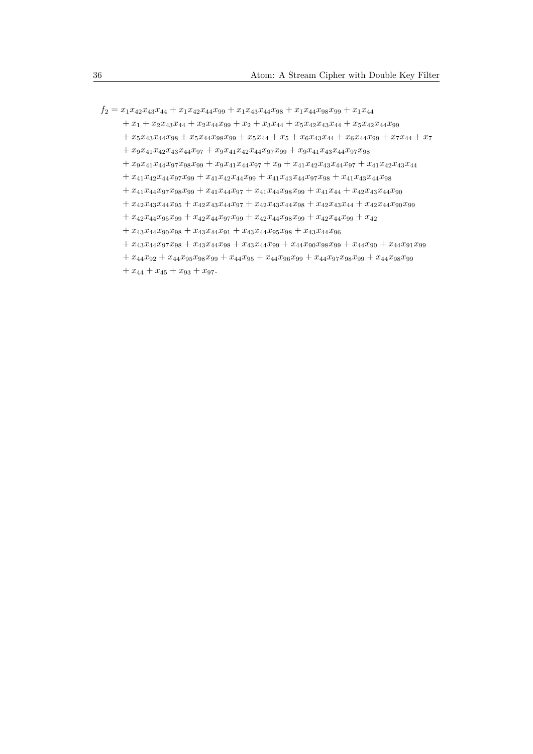$$
\begin{aligned}
f_2 = {} & x_1x_{42}x_{43}x_{44} + x_1x_{42}x_{44}x_{99} + x_1x_{43}x_{44}x_{98} + x_1x_{44}x_{98}x_{99} + x_1x_{44} \\
& + x_1 + x_2x_{43}x_{44} + x_2x_{44}x_{99} + x_2 + x_3x_{44} + x_5x_{42}x_{43}x_{44} + x_5x_{42}x_{44}x_{99} \\
& + x_5x_{43}x_{44}x_{98} + x_5x_{44}x_{98}x_{99} + x_5x_{44} + x_5 + x_6x_{43}x_{44} + x_6x_{44}x_{99} + x_7x_{44} + x_7 \\
& + x_9x_{41}x_{42}x_{43}x_{44}x_{97} + x_9x_{41}x_{42}x_{44}x_{97}x_{99} + x_9x_{41}x_{43}x_{44}x_{97}x_{98} \\
& + x_9x_{41}x_{44}x_{97}x_{98}x_{99} + x_9x_{41}x_{44}x_{97} + x_9 + x_{41}x_{42}x_{43}x_{44}x_{97} + x_{41}x_{42}x_{43}x_{44} \\
& + x_{41}x_{42}x_{44}x_{97}x_{99} + x_{41}x_{42}x_{44}x_{99} + x_{41}x_{43}x_{44}x_{97}x_{98} + x_{41}x_{43}x_{44}x_{98} \\
& + x_{41}x_{44}x_{97}x_{98}x_{99} + x_{41}x_{44}x_{97} + x_{41}x_{44}x_{98}x_{99} + x_{41}x_{44} + x_{42}x_{43}x_{44}x_{90} \\
& + x_{42}x_{43}x_{44}x_{95} + x_{42}x_{43}x_{44}x_{97} + x_{42}x_{43}x_{44}x_{98} + x_{42}x_{43}x_{44} + x_{42}x_{44}x_{90}x_{99} \\
& + x_{42}x_{44}x_{95}x_{99} + x_{42}x_{44}x_{97}x_{99} + x_{42}x_{44}x_{98}x_{99} + x_{42}x_{44}x_{99} + x_{42} \\
& + x_{43}x_{44}x_{90}x_{98} + x_{43}x_{44}x_{91} + x_{43}x_{44}x_{95}x_{98} + x_{43}x_{44}x_{96} \\
& + x_{43}x_{44}x_{97}x_{98} + x_{43}x_{44}x_{98} + x_{43}x_{44}x_{99} + x_{44}x_{90}x_{98}x_{99} + x_{44}x_{90} + x_{44}x_{91}x_{99} \\
& + x_{44}x_{92} + x_{44}x_{95}x_{98}x_{99} + x_{44}x_{95} + x_{44}x_{96}x_{99} + x_{44}x_{97}x_{98}x_{99} + x_{44}x_{98}x_{99} \\
& + x_{44} + x_{45} + x_{93} + x_{97}.
\end{aligned}
$$